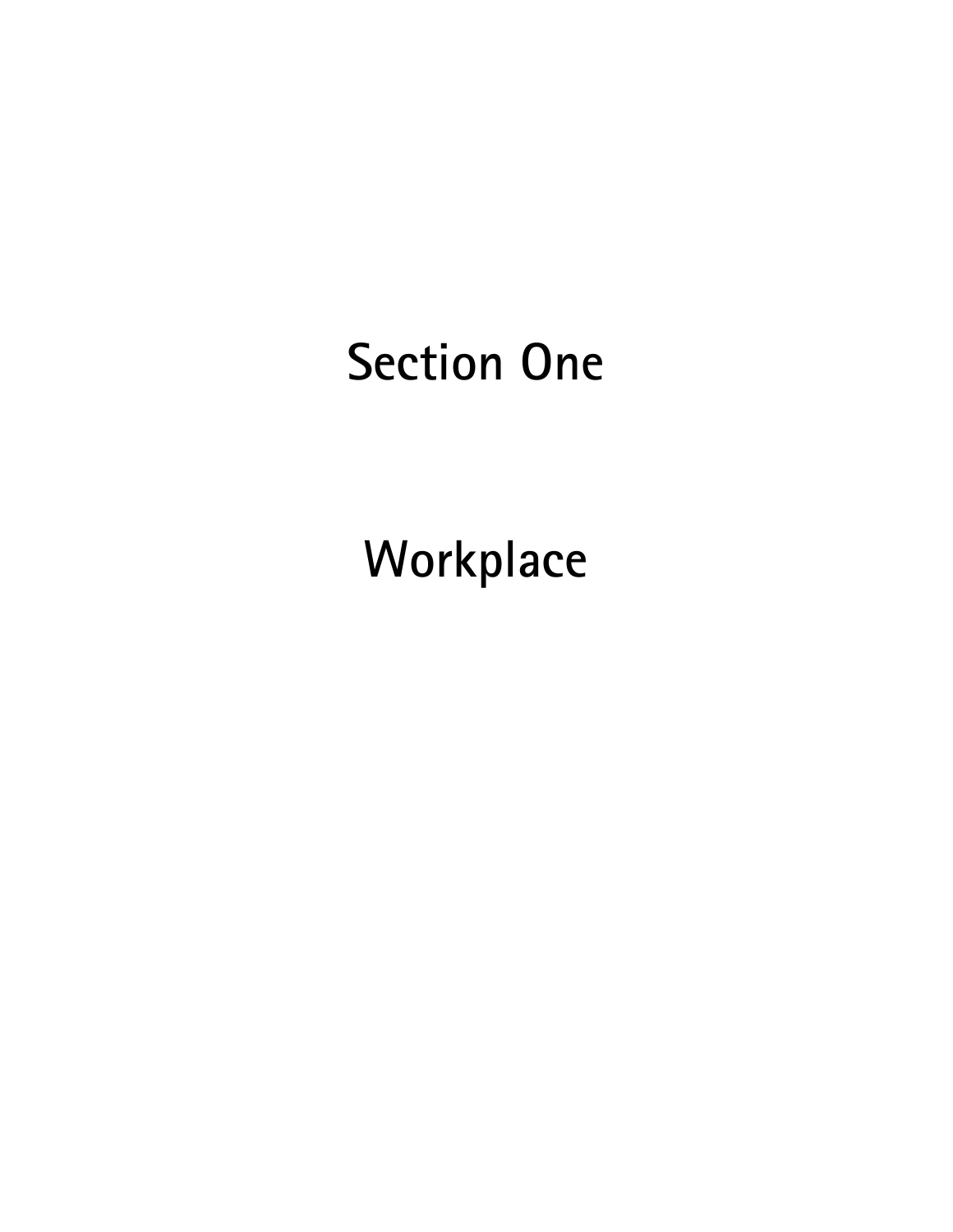# Section One

# Workplace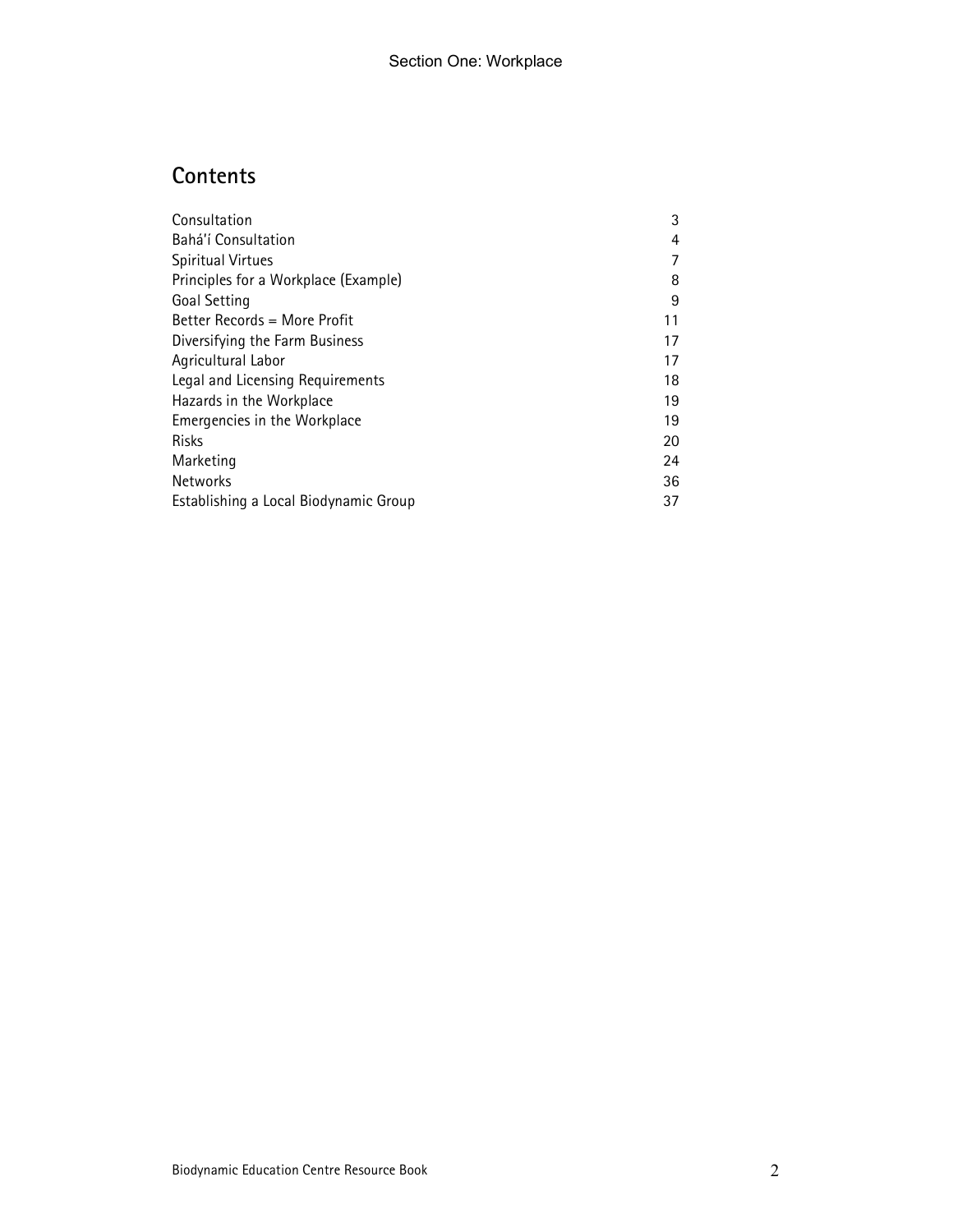## Contents

| | |
|---|---|
| Consultation | 3 |
| Bahá'í Consultation | 4 |
| Spiritual Virtues | 7 |
| Principles for a Workplace (Example) | 8 |
| Goal Setting | 9 |
| Better Records = More Profit | 11 |
| Diversifying the Farm Business | 17 |
| Agricultural Labor | 17 |
| Legal and Licensing Requirements | 18 |
| Hazards in the Workplace | 19 |
| Emergencies in the Workplace | 19 |
| Risks | 20 |
| Marketing | 24 |
| Networks | 36 |
| Establishing a Local Biodynamic Group | 37 |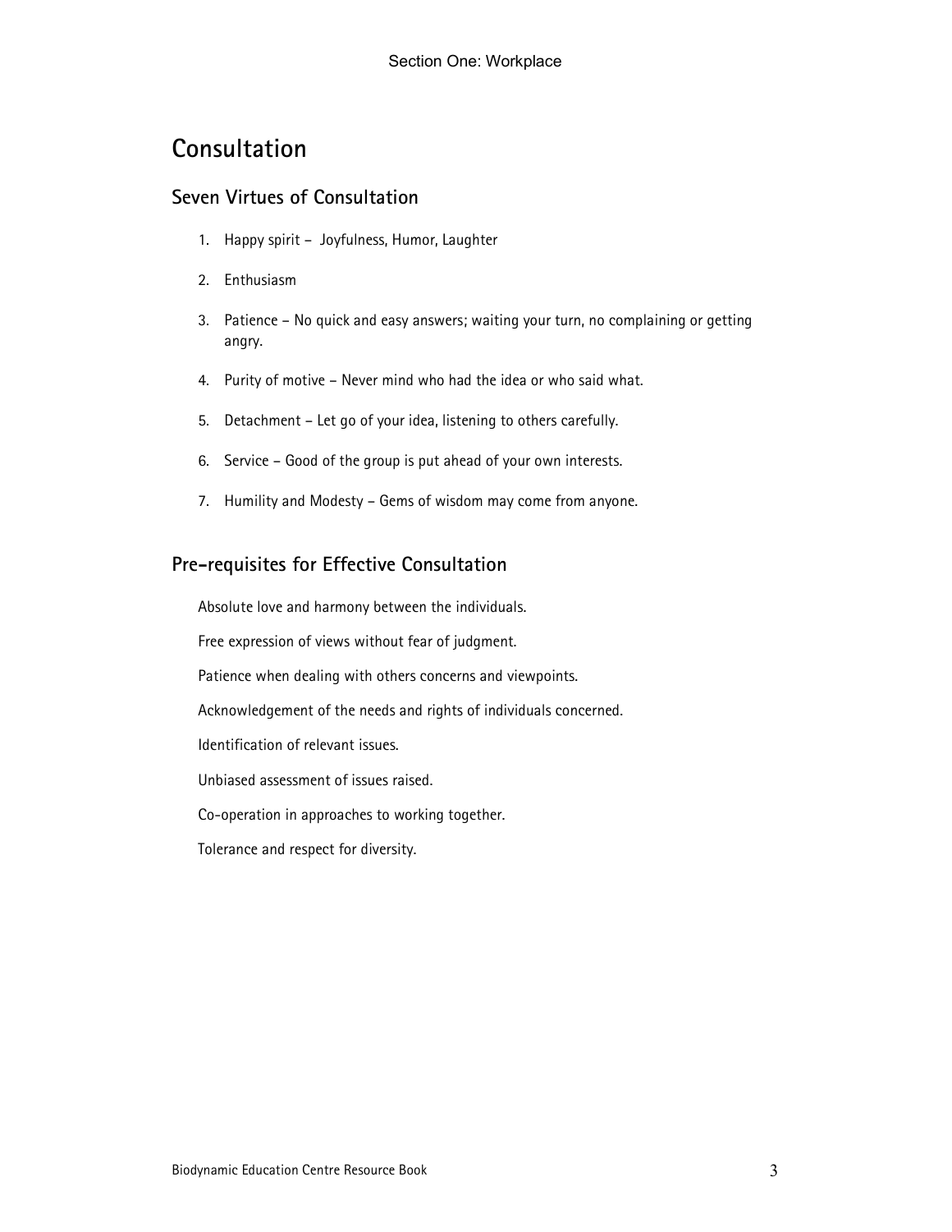# Consultation

## Seven Virtues of Consultation

1. Happy spirit – Joyfulness, Humor, Laughter
2. Enthusiasm
3. Patience – No quick and easy answers; waiting your turn, no complaining or getting angry.
4. Purity of motive – Never mind who had the idea or who said what.
5. Detachment – Let go of your idea, listening to others carefully.
6. Service – Good of the group is put ahead of your own interests.
7. Humility and Modesty – Gems of wisdom may come from anyone.

## Pre-requisites for Effective Consultation

Absolute love and harmony between the individuals.

Free expression of views without fear of judgment.

Patience when dealing with others concerns and viewpoints.

Acknowledgement of the needs and rights of individuals concerned.

Identification of relevant issues.

Unbiased assessment of issues raised.

Co-operation in approaches to working together.

Tolerance and respect for diversity.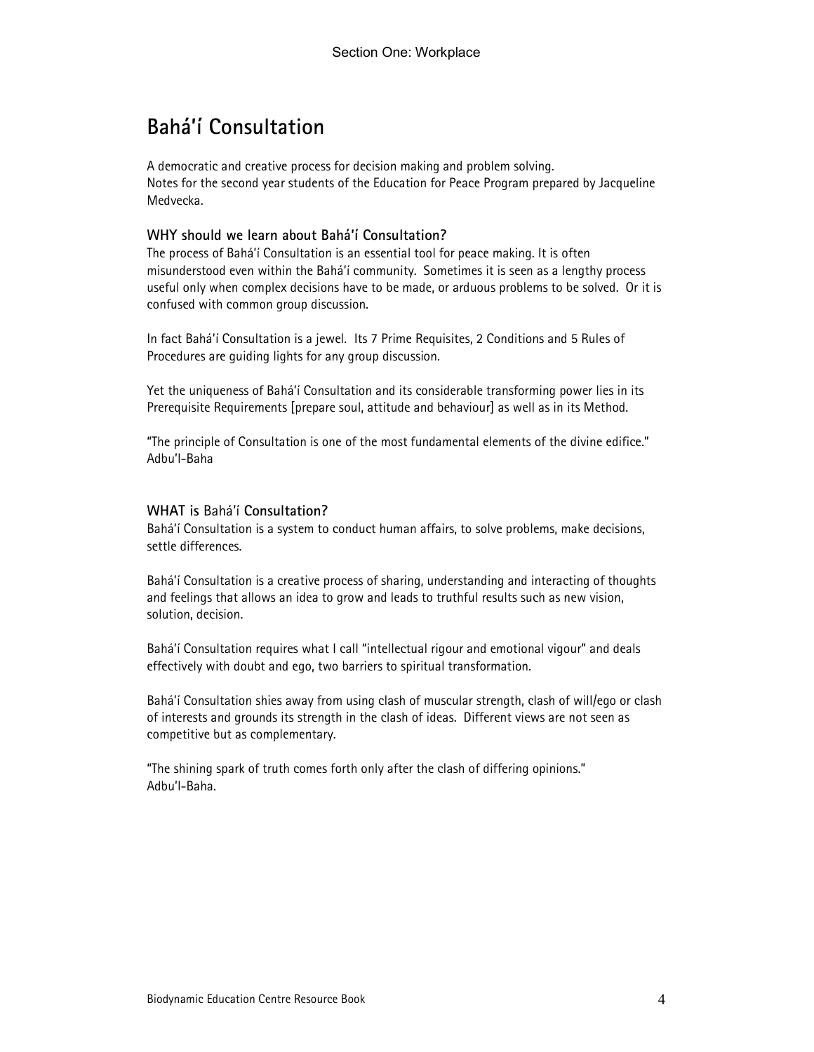# Bahá'í Consultation

A democratic and creative process for decision making and problem solving.
Notes for the second year students of the Education for Peace Program prepared by Jacqueline Medvecka.

### WHY should we learn about Bahá'í Consultation?

The process of Bahá'í Consultation is an essential tool for peace making. It is often misunderstood even within the Bahá'í community. Sometimes it is seen as a lengthy process useful only when complex decisions have to be made, or arduous problems to be solved. Or it is confused with common group discussion.

In fact Bahá'í Consultation is a jewel. Its 7 Prime Requisites, 2 Conditions and 5 Rules of Procedures are guiding lights for any group discussion.

Yet the uniqueness of Bahá'í Consultation and its considerable transforming power lies in its Prerequisite Requirements [prepare soul, attitude and behaviour] as well as in its Method.

"The principle of Consultation is one of the most fundamental elements of the divine edifice."
Adbu'l-Baha

### WHAT is Bahá'í Consultation?

Bahá'í Consultation is a system to conduct human affairs, to solve problems, make decisions, settle differences.

Bahá'í Consultation is a creative process of sharing, understanding and interacting of thoughts and feelings that allows an idea to grow and leads to truthful results such as new vision, solution, decision.

Bahá'í Consultation requires what I call "intellectual rigour and emotional vigour" and deals effectively with doubt and ego, two barriers to spiritual transformation.

Bahá'í Consultation shies away from using clash of muscular strength, clash of will/ego or clash of interests and grounds its strength in the clash of ideas. Different views are not seen as competitive but as complementary.

"The shining spark of truth comes forth only after the clash of differing opinions."
Adbu'l-Baha.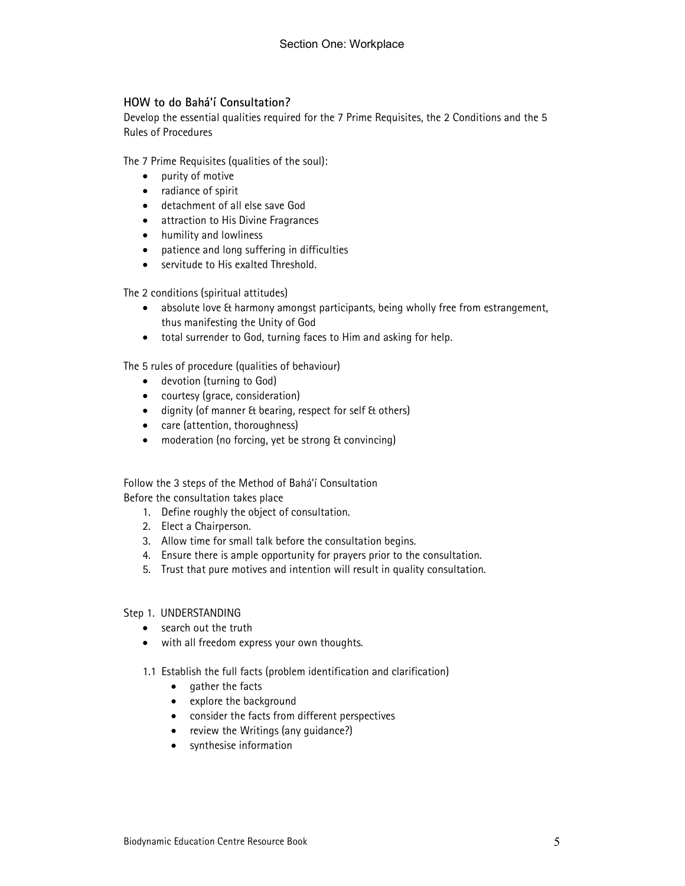### HOW to do Bahá'í Consultation?

Develop the essential qualities required for the 7 Prime Requisites, the 2 Conditions and the 5 Rules of Procedures

The 7 Prime Requisites (qualities of the soul):

- purity of motive
- radiance of spirit
- detachment of all else save God
- attraction to His Divine Fragrances
- humility and lowliness
- patience and long suffering in difficulties
- servitude to His exalted Threshold.

The 2 conditions (spiritual attitudes)

- absolute love & harmony amongst participants, being wholly free from estrangement, thus manifesting the Unity of God
- total surrender to God, turning faces to Him and asking for help.

The 5 rules of procedure (qualities of behaviour)

- devotion (turning to God)
- courtesy (grace, consideration)
- dignity (of manner & bearing, respect for self & others)
- care (attention, thoroughness)
- moderation (no forcing, yet be strong & convincing)

Follow the 3 steps of the Method of Bahá'í Consultation

Before the consultation takes place

1. Define roughly the object of consultation.
2. Elect a Chairperson.
3. Allow time for small talk before the consultation begins.
4. Ensure there is ample opportunity for prayers prior to the consultation.
5. Trust that pure motives and intention will result in quality consultation.

Step 1. UNDERSTANDING

- search out the truth
- with all freedom express your own thoughts.

1.1 Establish the full facts (problem identification and clarification)

- gather the facts
- explore the background
- consider the facts from different perspectives
- review the Writings (any guidance?)
- synthesise information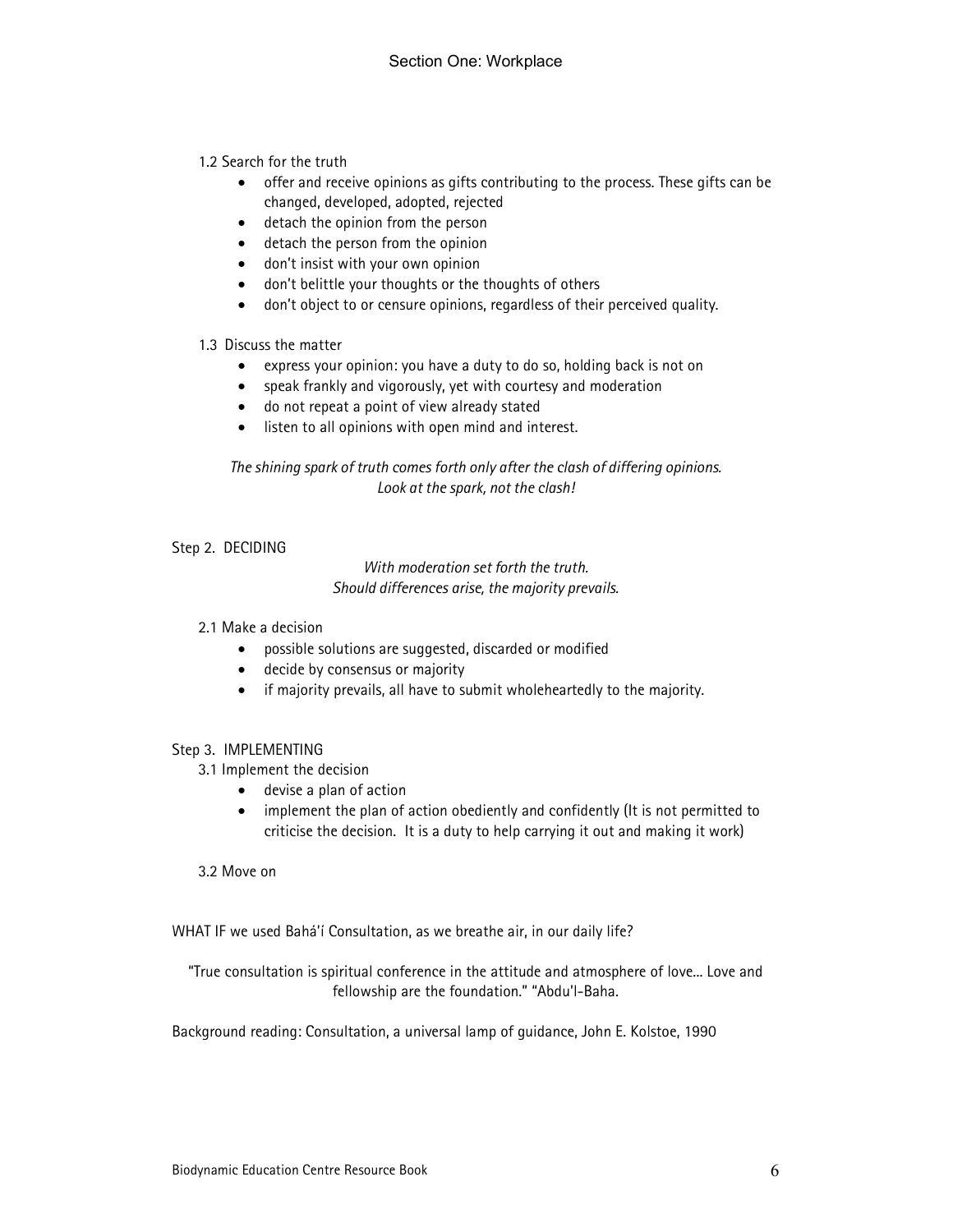1.2 Search for the truth

- offer and receive opinions as gifts contributing to the process. These gifts can be changed, developed, adopted, rejected
- detach the opinion from the person
- detach the person from the opinion
- don't insist with your own opinion
- don't belittle your thoughts or the thoughts of others
- don't object to or censure opinions, regardless of their perceived quality.

1.3 Discuss the matter

- express your opinion: you have a duty to do so, holding back is not on
- speak frankly and vigorously, yet with courtesy and moderation
- do not repeat a point of view already stated
- listen to all opinions with open mind and interest.

*The shining spark of truth comes forth only after the clash of differing opinions.*
*Look at the spark, not the clash!*

Step 2. DECIDING

*With moderation set forth the truth.*
*Should differences arise, the majority prevails.*

2.1 Make a decision

- possible solutions are suggested, discarded or modified
- decide by consensus or majority
- if majority prevails, all have to submit wholeheartedly to the majority.

Step 3. IMPLEMENTING

3.1 Implement the decision

- devise a plan of action
- implement the plan of action obediently and confidently (It is not permitted to criticise the decision. It is a duty to help carrying it out and making it work)

3.2 Move on

WHAT IF we used Bahá'í Consultation, as we breathe air, in our daily life?

"True consultation is spiritual conference in the attitude and atmosphere of love... Love and fellowship are the foundation." "Abdu'l-Baha.

Background reading: Consultation, a universal lamp of guidance, John E. Kolstoe, 1990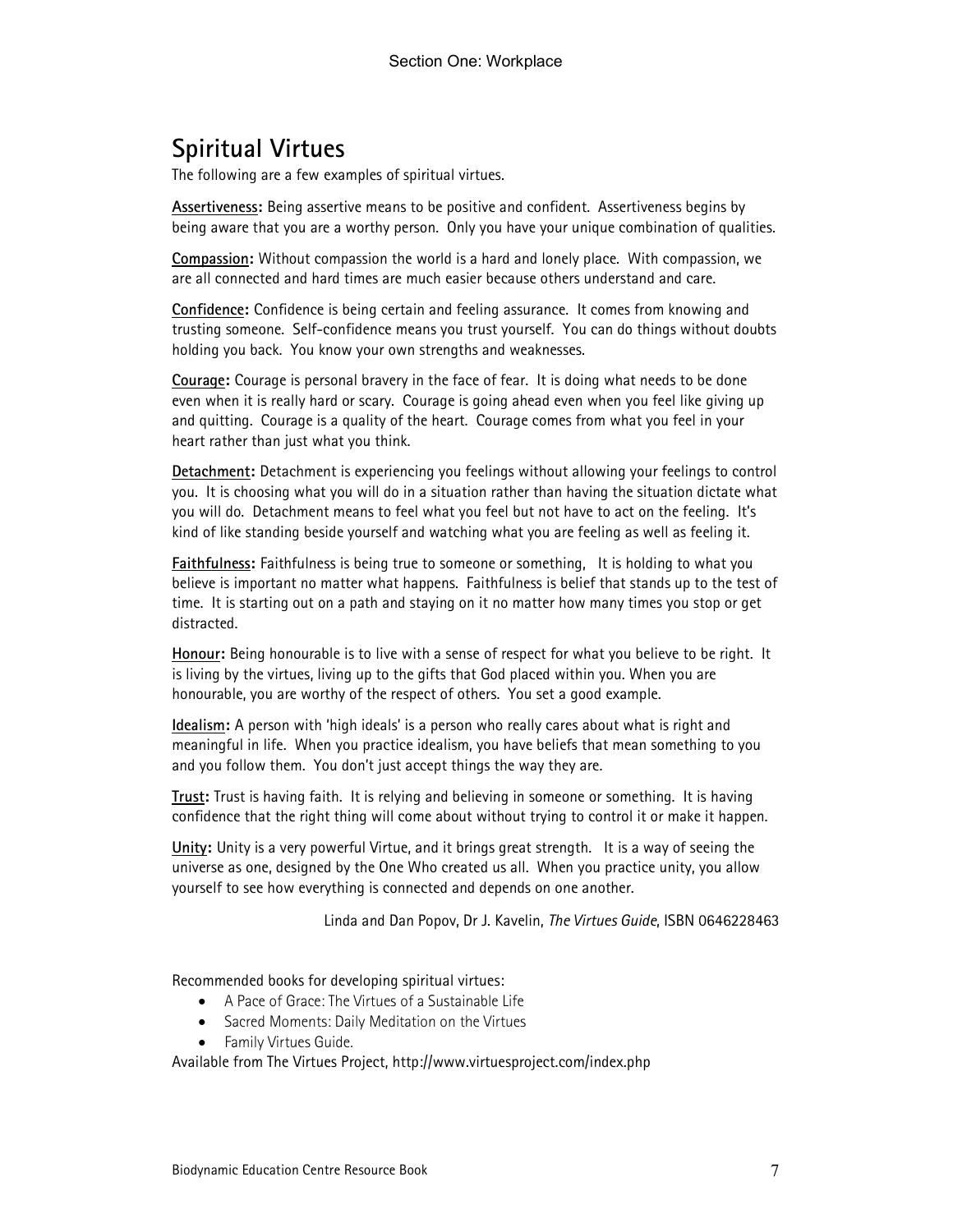## Spiritual Virtues

The following are a few examples of spiritual virtues.

**Assertiveness:** Being assertive means to be positive and confident. Assertiveness begins by being aware that you are a worthy person. Only you have your unique combination of qualities.

**Compassion:** Without compassion the world is a hard and lonely place. With compassion, we are all connected and hard times are much easier because others understand and care.

**Confidence:** Confidence is being certain and feeling assurance. It comes from knowing and trusting someone. Self-confidence means you trust yourself. You can do things without doubts holding you back. You know your own strengths and weaknesses.

**Courage:** Courage is personal bravery in the face of fear. It is doing what needs to be done even when it is really hard or scary. Courage is going ahead even when you feel like giving up and quitting. Courage is a quality of the heart. Courage comes from what you feel in your heart rather than just what you think.

**Detachment:** Detachment is experiencing you feelings without allowing your feelings to control you. It is choosing what you will do in a situation rather than having the situation dictate what you will do. Detachment means to feel what you feel but not have to act on the feeling. It's kind of like standing beside yourself and watching what you are feeling as well as feeling it.

**Faithfulness:** Faithfulness is being true to someone or something, It is holding to what you believe is important no matter what happens. Faithfulness is belief that stands up to the test of time. It is starting out on a path and staying on it no matter how many times you stop or get distracted.

**Honour:** Being honourable is to live with a sense of respect for what you believe to be right. It is living by the virtues, living up to the gifts that God placed within you. When you are honourable, you are worthy of the respect of others. You set a good example.

**Idealism:** A person with 'high ideals' is a person who really cares about what is right and meaningful in life. When you practice idealism, you have beliefs that mean something to you and you follow them. You don't just accept things the way they are.

**Trust:** Trust is having faith. It is relying and believing in someone or something. It is having confidence that the right thing will come about without trying to control it or make it happen.

**Unity:** Unity is a very powerful Virtue, and it brings great strength. It is a way of seeing the universe as one, designed by the One Who created us all. When you practice unity, you allow yourself to see how everything is connected and depends on one another.

Linda and Dan Popov, Dr J. Kavelin, *The Virtues Guide*, ISBN 0646228463

Recommended books for developing spiritual virtues:

- A Pace of Grace: The Virtues of a Sustainable Life
- Sacred Moments: Daily Meditation on the Virtues
- Family Virtues Guide.

Available from The Virtues Project, http://www.virtuesproject.com/index.php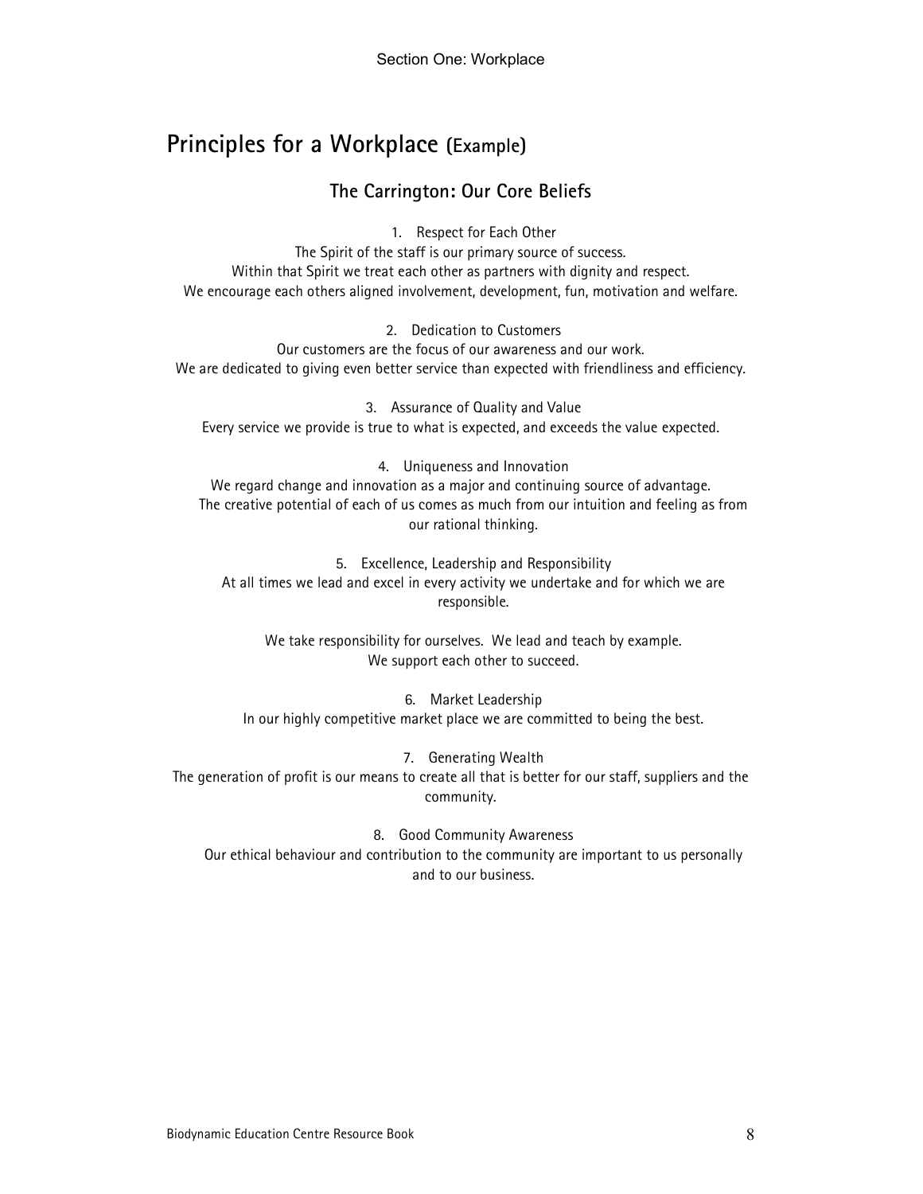## Principles for a Workplace (Example)

### The Carrington: Our Core Beliefs

1. Respect for Each Other

The Spirit of the staff is our primary source of success.
Within that Spirit we treat each other as partners with dignity and respect.
We encourage each others aligned involvement, development, fun, motivation and welfare.

2. Dedication to Customers

Our customers are the focus of our awareness and our work.
We are dedicated to giving even better service than expected with friendliness and efficiency.

3. Assurance of Quality and Value

Every service we provide is true to what is expected, and exceeds the value expected.

4. Uniqueness and Innovation

We regard change and innovation as a major and continuing source of advantage.
The creative potential of each of us comes as much from our intuition and feeling as from our rational thinking.

5. Excellence, Leadership and Responsibility

At all times we lead and excel in every activity we undertake and for which we are responsible.

We take responsibility for ourselves. We lead and teach by example.
We support each other to succeed.

6. Market Leadership

In our highly competitive market place we are committed to being the best.

7. Generating Wealth

The generation of profit is our means to create all that is better for our staff, suppliers and the community.

8. Good Community Awareness

Our ethical behaviour and contribution to the community are important to us personally and to our business.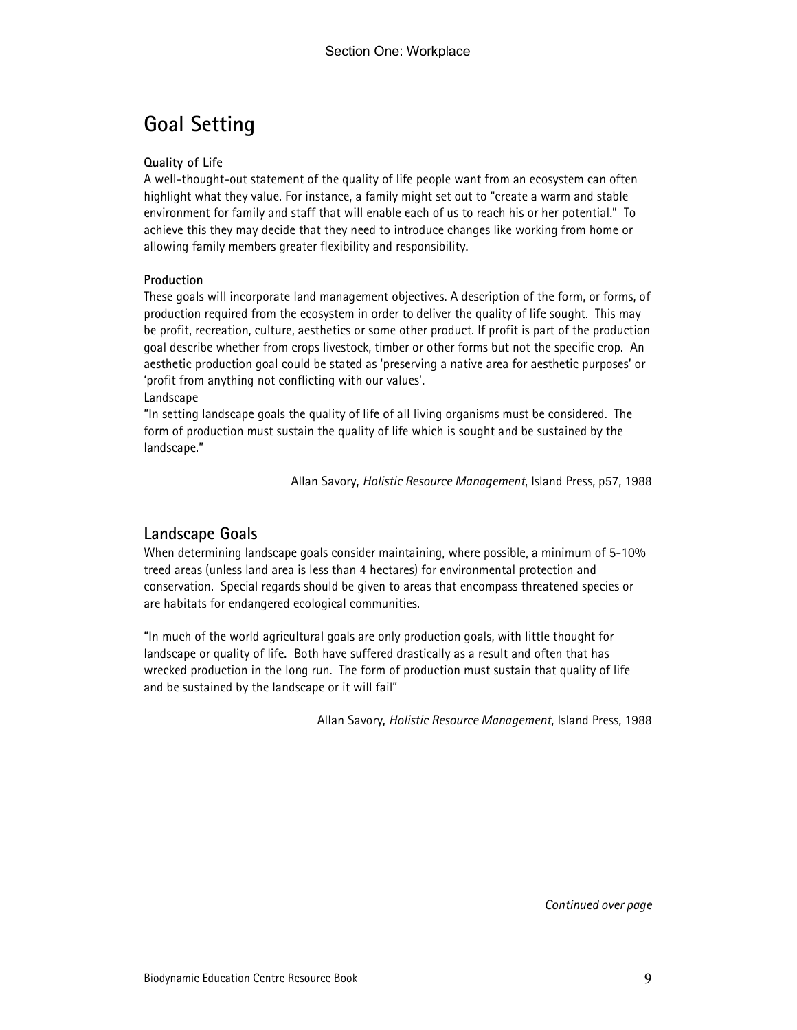# Goal Setting

**Quality of Life**

A well-thought-out statement of the quality of life people want from an ecosystem can often highlight what they value. For instance, a family might set out to "create a warm and stable environment for family and staff that will enable each of us to reach his or her potential." To achieve this they may decide that they need to introduce changes like working from home or allowing family members greater flexibility and responsibility.

**Production**

These goals will incorporate land management objectives. A description of the form, or forms, of production required from the ecosystem in order to deliver the quality of life sought. This may be profit, recreation, culture, aesthetics or some other product. If profit is part of the production goal describe whether from crops livestock, timber or other forms but not the specific crop. An aesthetic production goal could be stated as 'preserving a native area for aesthetic purposes' or 'profit from anything not conflicting with our values'.

Landscape

"In setting landscape goals the quality of life of all living organisms must be considered. The form of production must sustain the quality of life which is sought and be sustained by the landscape."

Allan Savory, *Holistic Resource Management*, Island Press, p57, 1988

## Landscape Goals

When determining landscape goals consider maintaining, where possible, a minimum of 5-10% treed areas (unless land area is less than 4 hectares) for environmental protection and conservation. Special regards should be given to areas that encompass threatened species or are habitats for endangered ecological communities.

"In much of the world agricultural goals are only production goals, with little thought for landscape or quality of life. Both have suffered drastically as a result and often that has wrecked production in the long run. The form of production must sustain that quality of life and be sustained by the landscape or it will fail"

Allan Savory, *Holistic Resource Management*, Island Press, 1988

*Continued over page*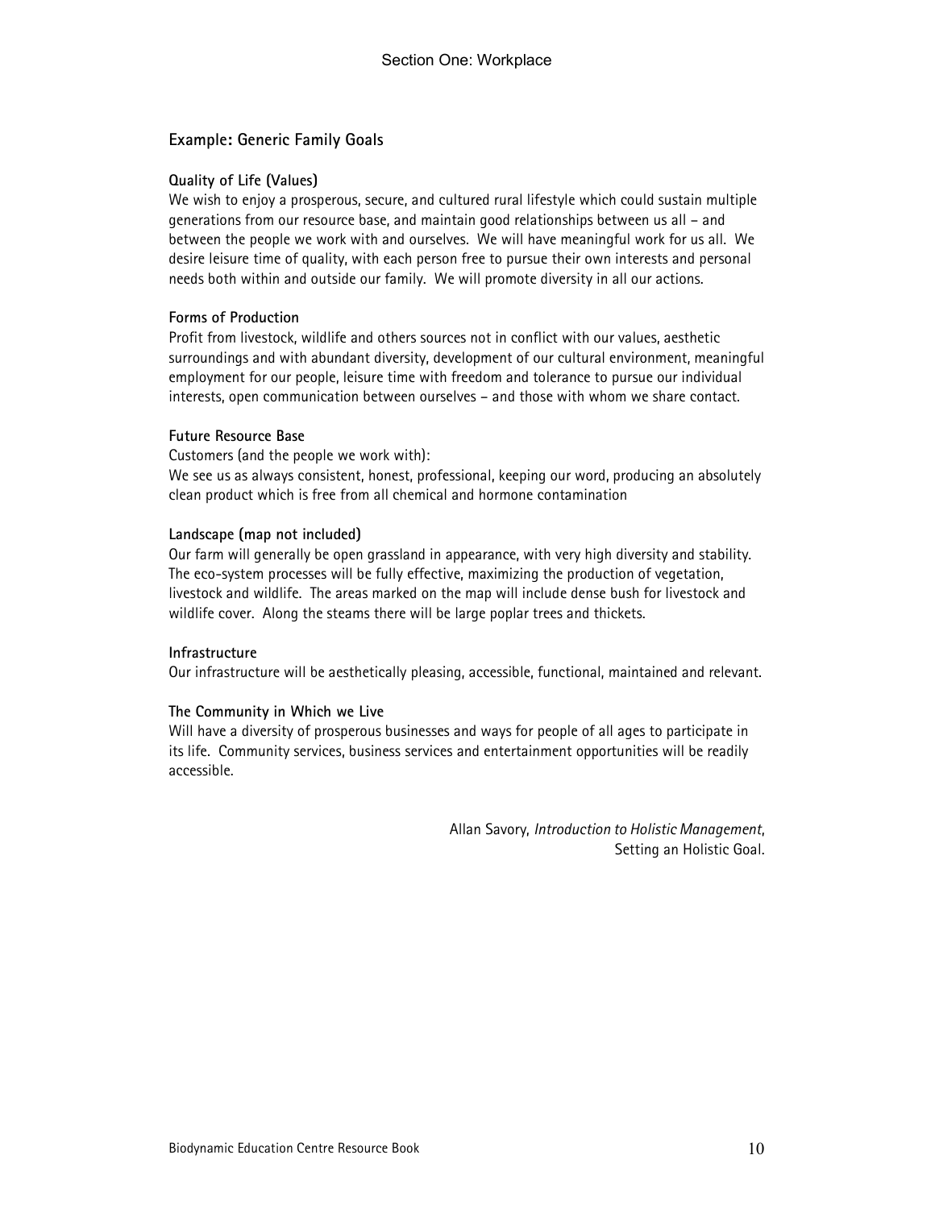### Example: Generic Family Goals

**Quality of Life (Values)**
We wish to enjoy a prosperous, secure, and cultured rural lifestyle which could sustain multiple generations from our resource base, and maintain good relationships between us all – and between the people we work with and ourselves. We will have meaningful work for us all. We desire leisure time of quality, with each person free to pursue their own interests and personal needs both within and outside our family. We will promote diversity in all our actions.

**Forms of Production**
Profit from livestock, wildlife and others sources not in conflict with our values, aesthetic surroundings and with abundant diversity, development of our cultural environment, meaningful employment for our people, leisure time with freedom and tolerance to pursue our individual interests, open communication between ourselves – and those with whom we share contact.

**Future Resource Base**
Customers (and the people we work with):
We see us as always consistent, honest, professional, keeping our word, producing an absolutely clean product which is free from all chemical and hormone contamination

**Landscape (map not included)**
Our farm will generally be open grassland in appearance, with very high diversity and stability. The eco-system processes will be fully effective, maximizing the production of vegetation, livestock and wildlife. The areas marked on the map will include dense bush for livestock and wildlife cover. Along the steams there will be large poplar trees and thickets.

**Infrastructure**
Our infrastructure will be aesthetically pleasing, accessible, functional, maintained and relevant.

**The Community in Which we Live**
Will have a diversity of prosperous businesses and ways for people of all ages to participate in its life. Community services, business services and entertainment opportunities will be readily accessible.

Allan Savory, *Introduction to Holistic Management*,
Setting an Holistic Goal.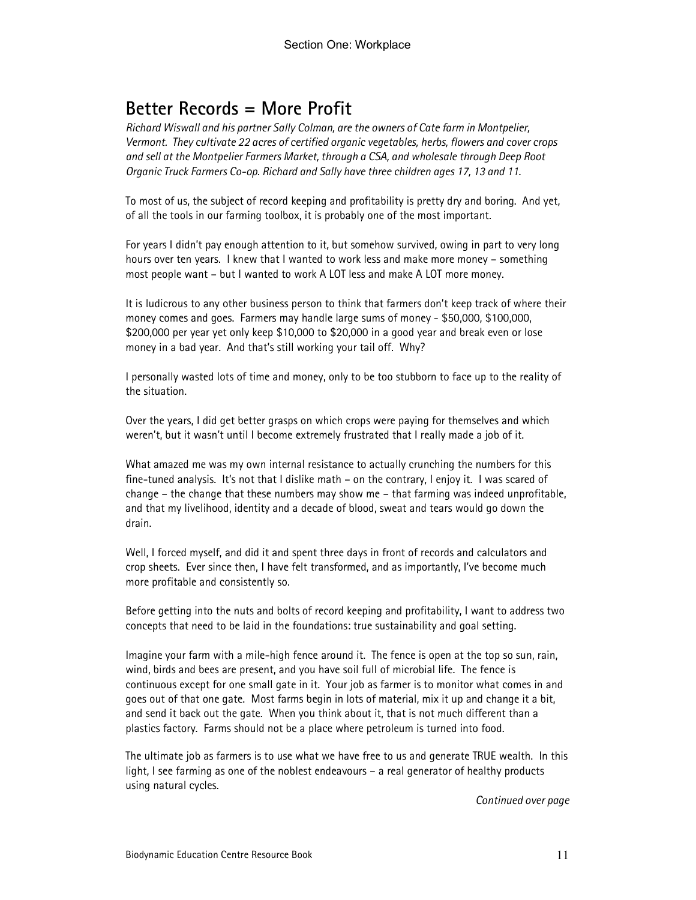## Better Records = More Profit

*Richard Wiswall and his partner Sally Colman, are the owners of Cate farm in Montpelier, Vermont. They cultivate 22 acres of certified organic vegetables, herbs, flowers and cover crops and sell at the Montpelier Farmers Market, through a CSA, and wholesale through Deep Root Organic Truck Farmers Co-op. Richard and Sally have three children ages 17, 13 and 11.*

To most of us, the subject of record keeping and profitability is pretty dry and boring. And yet, of all the tools in our farming toolbox, it is probably one of the most important.

For years I didn't pay enough attention to it, but somehow survived, owing in part to very long hours over ten years. I knew that I wanted to work less and make more money – something most people want – but I wanted to work A LOT less and make A LOT more money.

It is ludicrous to any other business person to think that farmers don't keep track of where their money comes and goes. Farmers may handle large sums of money - $50,000, $100,000, $200,000 per year yet only keep $10,000 to $20,000 in a good year and break even or lose money in a bad year. And that's still working your tail off. Why?

I personally wasted lots of time and money, only to be too stubborn to face up to the reality of the situation.

Over the years, I did get better grasps on which crops were paying for themselves and which weren't, but it wasn't until I become extremely frustrated that I really made a job of it.

What amazed me was my own internal resistance to actually crunching the numbers for this fine-tuned analysis. It's not that I dislike math – on the contrary, I enjoy it. I was scared of change – the change that these numbers may show me – that farming was indeed unprofitable, and that my livelihood, identity and a decade of blood, sweat and tears would go down the drain.

Well, I forced myself, and did it and spent three days in front of records and calculators and crop sheets. Ever since then, I have felt transformed, and as importantly, I've become much more profitable and consistently so.

Before getting into the nuts and bolts of record keeping and profitability, I want to address two concepts that need to be laid in the foundations: true sustainability and goal setting.

Imagine your farm with a mile-high fence around it. The fence is open at the top so sun, rain, wind, birds and bees are present, and you have soil full of microbial life. The fence is continuous except for one small gate in it. Your job as farmer is to monitor what comes in and goes out of that one gate. Most farms begin in lots of material, mix it up and change it a bit, and send it back out the gate. When you think about it, that is not much different than a plastics factory. Farms should not be a place where petroleum is turned into food.

The ultimate job as farmers is to use what we have free to us and generate TRUE wealth. In this light, I see farming as one of the noblest endeavours – a real generator of healthy products using natural cycles.

*Continued over page*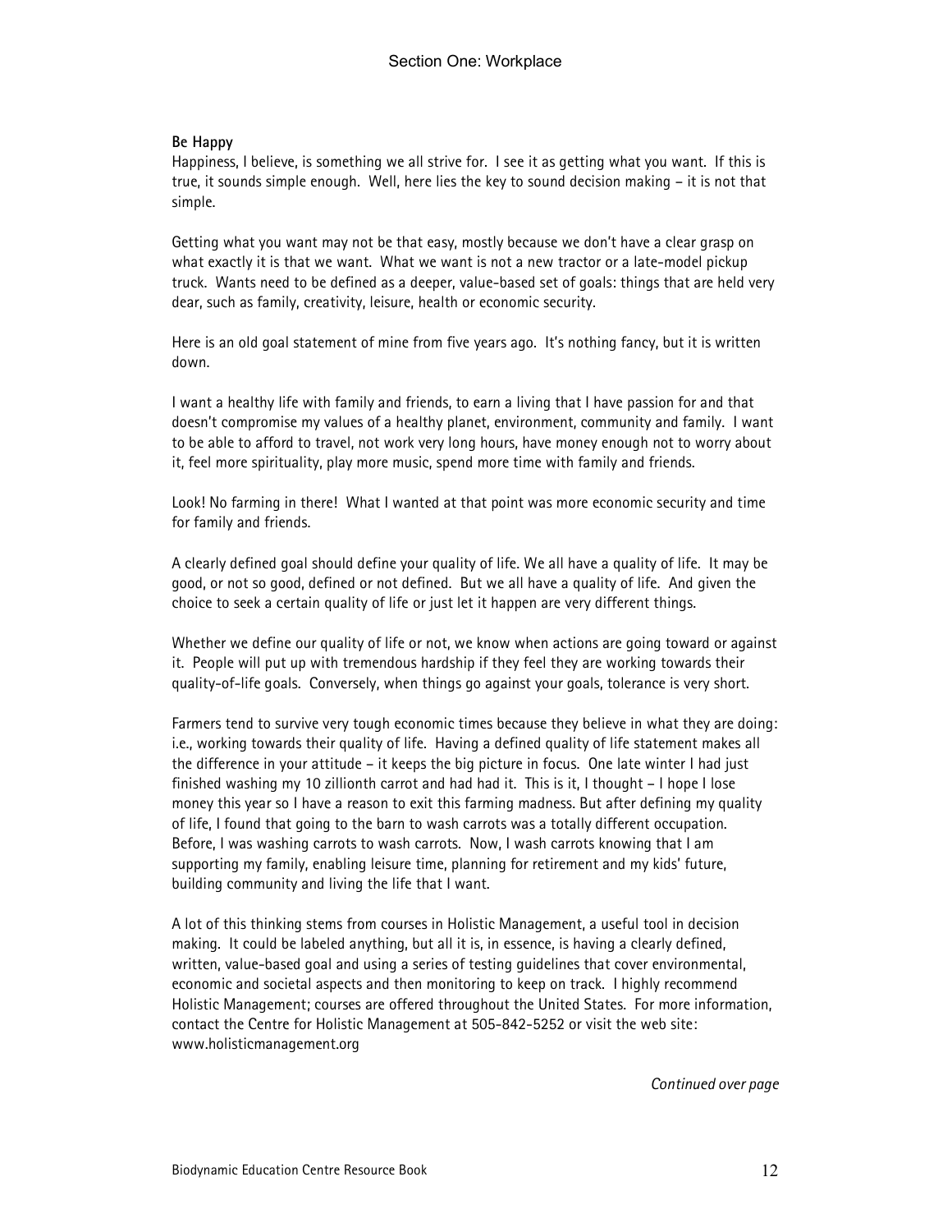**Be Happy**

Happiness, I believe, is something we all strive for. I see it as getting what you want. If this is true, it sounds simple enough. Well, here lies the key to sound decision making – it is not that simple.

Getting what you want may not be that easy, mostly because we don't have a clear grasp on what exactly it is that we want. What we want is not a new tractor or a late-model pickup truck. Wants need to be defined as a deeper, value-based set of goals: things that are held very dear, such as family, creativity, leisure, health or economic security.

Here is an old goal statement of mine from five years ago. It's nothing fancy, but it is written down.

I want a healthy life with family and friends, to earn a living that I have passion for and that doesn't compromise my values of a healthy planet, environment, community and family. I want to be able to afford to travel, not work very long hours, have money enough not to worry about it, feel more spirituality, play more music, spend more time with family and friends.

Look! No farming in there! What I wanted at that point was more economic security and time for family and friends.

A clearly defined goal should define your quality of life. We all have a quality of life. It may be good, or not so good, defined or not defined. But we all have a quality of life. And given the choice to seek a certain quality of life or just let it happen are very different things.

Whether we define our quality of life or not, we know when actions are going toward or against it. People will put up with tremendous hardship if they feel they are working towards their quality-of-life goals. Conversely, when things go against your goals, tolerance is very short.

Farmers tend to survive very tough economic times because they believe in what they are doing: i.e., working towards their quality of life. Having a defined quality of life statement makes all the difference in your attitude – it keeps the big picture in focus. One late winter I had just finished washing my 10 zillionth carrot and had had it. This is it, I thought – I hope I lose money this year so I have a reason to exit this farming madness. But after defining my quality of life, I found that going to the barn to wash carrots was a totally different occupation. Before, I was washing carrots to wash carrots. Now, I wash carrots knowing that I am supporting my family, enabling leisure time, planning for retirement and my kids' future, building community and living the life that I want.

A lot of this thinking stems from courses in Holistic Management, a useful tool in decision making. It could be labeled anything, but all it is, in essence, is having a clearly defined, written, value-based goal and using a series of testing guidelines that cover environmental, economic and societal aspects and then monitoring to keep on track. I highly recommend Holistic Management; courses are offered throughout the United States. For more information, contact the Centre for Holistic Management at 505-842-5252 or visit the web site: www.holisticmanagement.org

*Continued over page*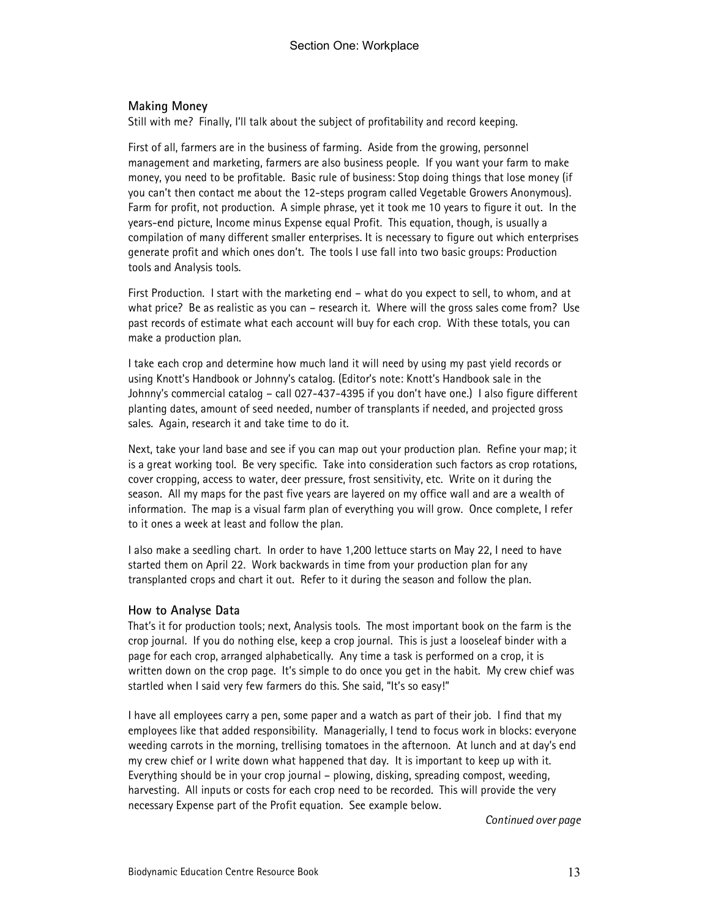## Making Money

Still with me? Finally, I'll talk about the subject of profitability and record keeping.

First of all, farmers are in the business of farming. Aside from the growing, personnel management and marketing, farmers are also business people. If you want your farm to make money, you need to be profitable. Basic rule of business: Stop doing things that lose money (if you can't then contact me about the 12-steps program called Vegetable Growers Anonymous). Farm for profit, not production. A simple phrase, yet it took me 10 years to figure it out. In the years-end picture, Income minus Expense equal Profit. This equation, though, is usually a compilation of many different smaller enterprises. It is necessary to figure out which enterprises generate profit and which ones don't. The tools I use fall into two basic groups: Production tools and Analysis tools.

First Production. I start with the marketing end – what do you expect to sell, to whom, and at what price? Be as realistic as you can – research it. Where will the gross sales come from? Use past records of estimate what each account will buy for each crop. With these totals, you can make a production plan.

I take each crop and determine how much land it will need by using my past yield records or using Knott's Handbook or Johnny's catalog. (Editor's note: Knott's Handbook sale in the Johnny's commercial catalog – call 027-437-4395 if you don't have one.) I also figure different planting dates, amount of seed needed, number of transplants if needed, and projected gross sales. Again, research it and take time to do it.

Next, take your land base and see if you can map out your production plan. Refine your map; it is a great working tool. Be very specific. Take into consideration such factors as crop rotations, cover cropping, access to water, deer pressure, frost sensitivity, etc. Write on it during the season. All my maps for the past five years are layered on my office wall and are a wealth of information. The map is a visual farm plan of everything you will grow. Once complete, I refer to it ones a week at least and follow the plan.

I also make a seedling chart. In order to have 1,200 lettuce starts on May 22, I need to have started them on April 22. Work backwards in time from your production plan for any transplanted crops and chart it out. Refer to it during the season and follow the plan.

## How to Analyse Data

That's it for production tools; next, Analysis tools. The most important book on the farm is the crop journal. If you do nothing else, keep a crop journal. This is just a looseleaf binder with a page for each crop, arranged alphabetically. Any time a task is performed on a crop, it is written down on the crop page. It's simple to do once you get in the habit. My crew chief was startled when I said very few farmers do this. She said, "It's so easy!"

I have all employees carry a pen, some paper and a watch as part of their job. I find that my employees like that added responsibility. Managerially, I tend to focus work in blocks: everyone weeding carrots in the morning, trellising tomatoes in the afternoon. At lunch and at day's end my crew chief or I write down what happened that day. It is important to keep up with it. Everything should be in your crop journal – plowing, disking, spreading compost, weeding, harvesting. All inputs or costs for each crop need to be recorded. This will provide the very necessary Expense part of the Profit equation. See example below.

*Continued over page*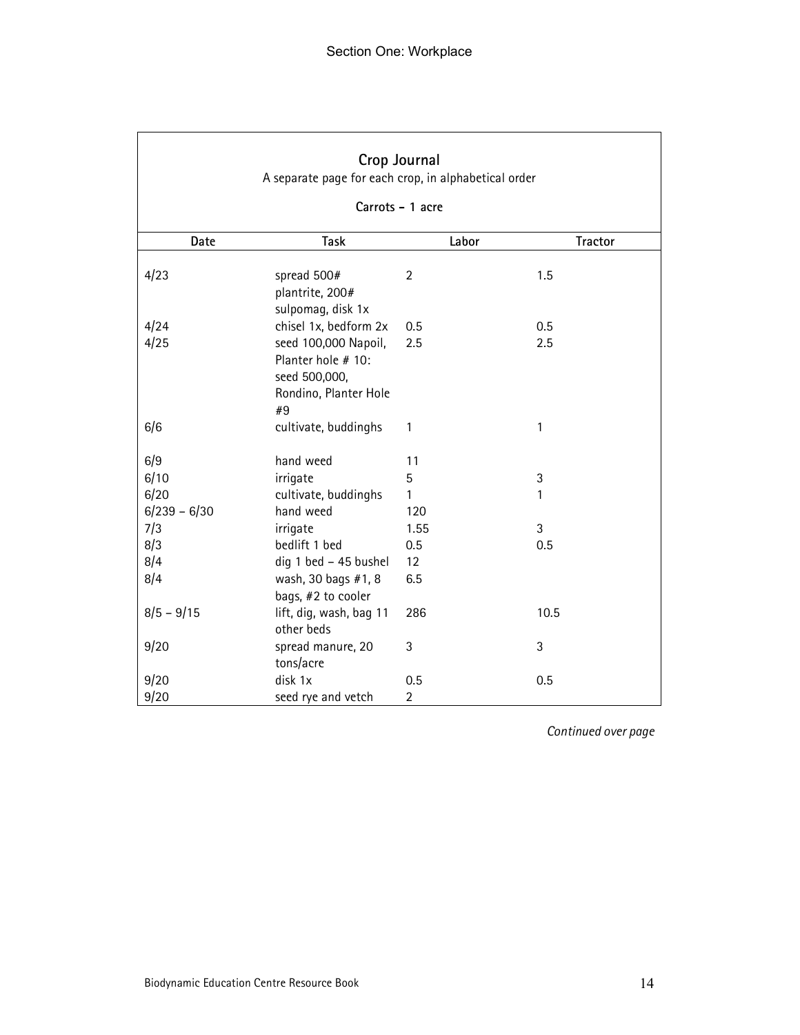## Crop Journal

A separate page for each crop, in alphabetical order

**Carrots – 1 acre**

| Date | Task | Labor | Tractor |
|---|---|---|---|
| 4/23 | spread 500# plantrite, 200# sulpomag, disk 1x | 2 | 1.5 |
| 4/24 | chisel 1x, bedform 2x | 0.5 | 0.5 |
| 4/25 | seed 100,000 Napoil, Planter hole # 10: seed 500,000, Rondino, Planter Hole #9 | 2.5 | 2.5 |
| 6/6 | cultivate, buddinghs | 1 | 1 |
| 6/9 | hand weed | 11 | |
| 6/10 | irrigate | 5 | 3 |
| 6/20 | cultivate, buddinghs | 1 | 1 |
| 6/239 – 6/30 | hand weed | 120 | |
| 7/3 | irrigate | 1.55 | 3 |
| 8/3 | bedlift 1 bed | 0.5 | 0.5 |
| 8/4 | dig 1 bed – 45 bushel | 12 | |
| 8/4 | wash, 30 bags #1, 8 bags, #2 to cooler | 6.5 | |
| 8/5 – 9/15 | lift, dig, wash, bag 11 other beds | 286 | 10.5 |
| 9/20 | spread manure, 20 tons/acre | 3 | 3 |
| 9/20 | disk 1x | 0.5 | 0.5 |
| 9/20 | seed rye and vetch | 2 | |

*Continued over page*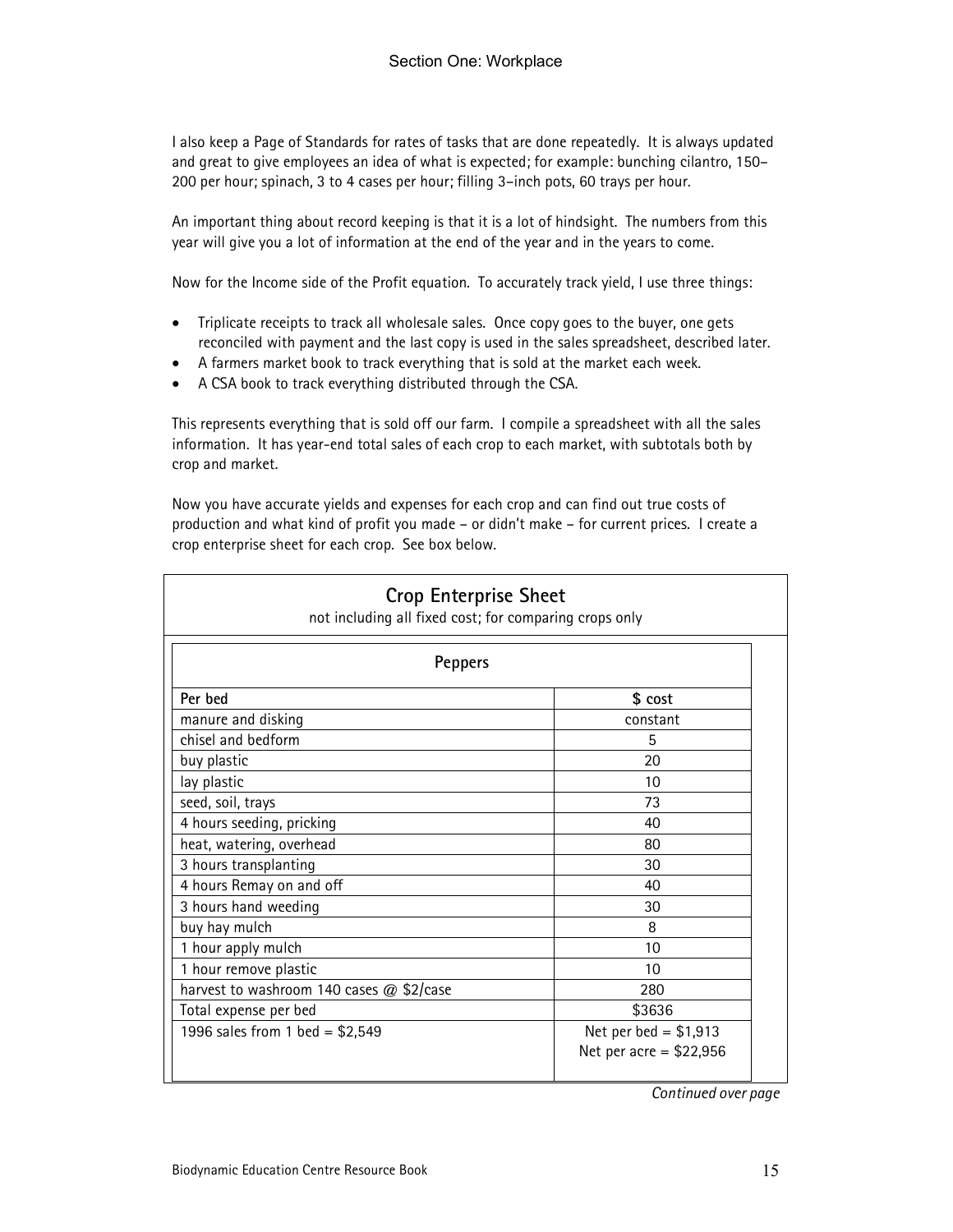I also keep a Page of Standards for rates of tasks that are done repeatedly. It is always updated and great to give employees an idea of what is expected; for example: bunching cilantro, 150–200 per hour; spinach, 3 to 4 cases per hour; filling 3-inch pots, 60 trays per hour.

An important thing about record keeping is that it is a lot of hindsight. The numbers from this year will give you a lot of information at the end of the year and in the years to come.

Now for the Income side of the Profit equation. To accurately track yield, I use three things:

- Triplicate receipts to track all wholesale sales. Once copy goes to the buyer, one gets reconciled with payment and the last copy is used in the sales spreadsheet, described later.
- A farmers market book to track everything that is sold at the market each week.
- A CSA book to track everything distributed through the CSA.

This represents everything that is sold off our farm. I compile a spreadsheet with all the sales information. It has year-end total sales of each crop to each market, with subtotals both by crop and market.

Now you have accurate yields and expenses for each crop and can find out true costs of production and what kind of profit you made – or didn't make – for current prices. I create a crop enterprise sheet for each crop. See box below.

## Crop Enterprise Sheet

not including all fixed cost; for comparing crops only

**Peppers**

| Per bed | $ cost |
|---|---|
| manure and disking | constant |
| chisel and bedform | 5 |
| buy plastic | 20 |
| lay plastic | 10 |
| seed, soil, trays | 73 |
| 4 hours seeding, pricking | 40 |
| heat, watering, overhead | 80 |
| 3 hours transplanting | 30 |
| 4 hours Remay on and off | 40 |
| 3 hours hand weeding | 30 |
| buy hay mulch | 8 |
| 1 hour apply mulch | 10 |
| 1 hour remove plastic | 10 |
| harvest to washroom 140 cases @ $2/case | 280 |
| Total expense per bed | $3636 |
| 1996 sales from 1 bed = $2,549 | Net per bed = $1,913<br>Net per acre = $22,956 |

*Continued over page*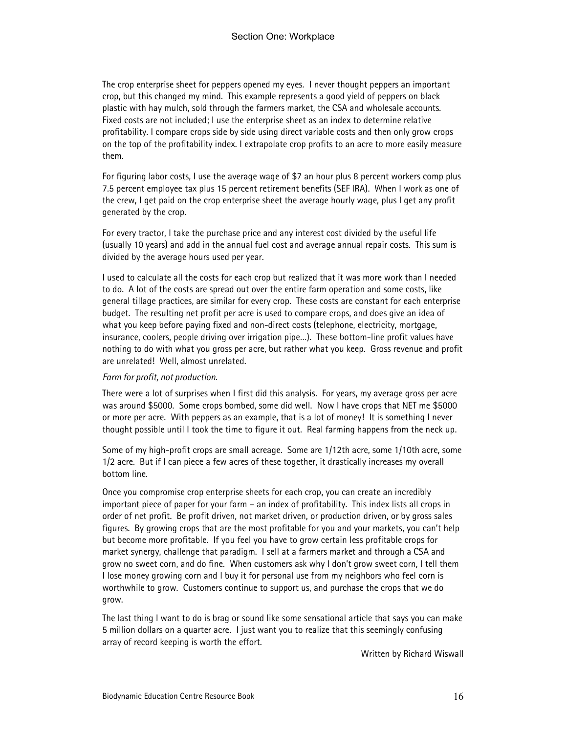The crop enterprise sheet for peppers opened my eyes. I never thought peppers an important crop, but this changed my mind. This example represents a good yield of peppers on black plastic with hay mulch, sold through the farmers market, the CSA and wholesale accounts. Fixed costs are not included; I use the enterprise sheet as an index to determine relative profitability. I compare crops side by side using direct variable costs and then only grow crops on the top of the profitability index. I extrapolate crop profits to an acre to more easily measure them.

For figuring labor costs, I use the average wage of $7 an hour plus 8 percent workers comp plus 7.5 percent employee tax plus 15 percent retirement benefits (SEF IRA). When I work as one of the crew, I get paid on the crop enterprise sheet the average hourly wage, plus I get any profit generated by the crop.

For every tractor, I take the purchase price and any interest cost divided by the useful life (usually 10 years) and add in the annual fuel cost and average annual repair costs. This sum is divided by the average hours used per year.

I used to calculate all the costs for each crop but realized that it was more work than I needed to do. A lot of the costs are spread out over the entire farm operation and some costs, like general tillage practices, are similar for every crop. These costs are constant for each enterprise budget. The resulting net profit per acre is used to compare crops, and does give an idea of what you keep before paying fixed and non-direct costs (telephone, electricity, mortgage, insurance, coolers, people driving over irrigation pipe...). These bottom-line profit values have nothing to do with what you gross per acre, but rather what you keep. Gross revenue and profit are unrelated! Well, almost unrelated.

*Farm for profit, not production.*

There were a lot of surprises when I first did this analysis. For years, my average gross per acre was around $5000. Some crops bombed, some did well. Now I have crops that NET me $5000 or more per acre. With peppers as an example, that is a lot of money! It is something I never thought possible until I took the time to figure it out. Real farming happens from the neck up.

Some of my high-profit crops are small acreage. Some are 1/12th acre, some 1/10th acre, some 1/2 acre. But if I can piece a few acres of these together, it drastically increases my overall bottom line.

Once you compromise crop enterprise sheets for each crop, you can create an incredibly important piece of paper for your farm – an index of profitability. This index lists all crops in order of net profit. Be profit driven, not market driven, or production driven, or by gross sales figures. By growing crops that are the most profitable for you and your markets, you can't help but become more profitable. If you feel you have to grow certain less profitable crops for market synergy, challenge that paradigm. I sell at a farmers market and through a CSA and grow no sweet corn, and do fine. When customers ask why I don't grow sweet corn, I tell them I lose money growing corn and I buy it for personal use from my neighbors who feel corn is worthwhile to grow. Customers continue to support us, and purchase the crops that we do grow.

The last thing I want to do is brag or sound like some sensational article that says you can make 5 million dollars on a quarter acre. I just want you to realize that this seemingly confusing array of record keeping is worth the effort.

Written by Richard Wiswall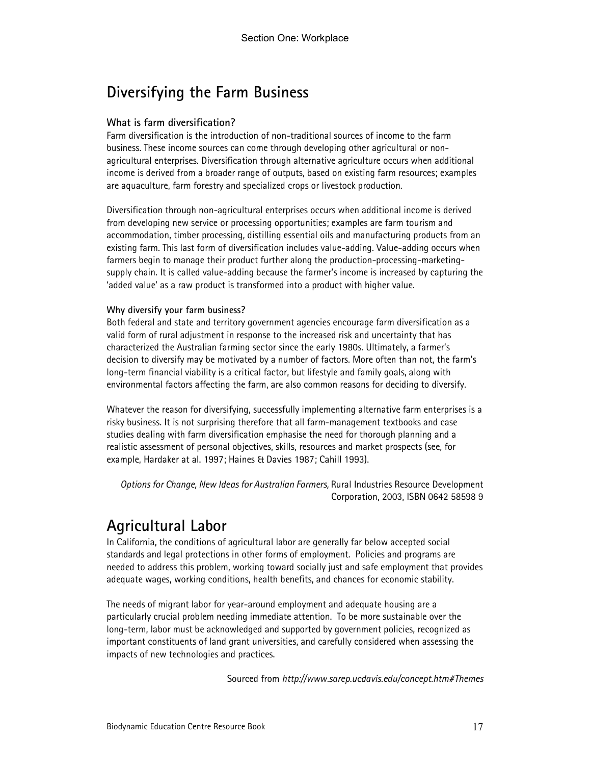## Diversifying the Farm Business

**What is farm diversification?**

Farm diversification is the introduction of non-traditional sources of income to the farm business. These income sources can come through developing other agricultural or non-agricultural enterprises. Diversification through alternative agriculture occurs when additional income is derived from a broader range of outputs, based on existing farm resources; examples are aquaculture, farm forestry and specialized crops or livestock production.

Diversification through non-agricultural enterprises occurs when additional income is derived from developing new service or processing opportunities; examples are farm tourism and accommodation, timber processing, distilling essential oils and manufacturing products from an existing farm. This last form of diversification includes value-adding. Value-adding occurs when farmers begin to manage their product further along the production-processing-marketing-supply chain. It is called value-adding because the farmer's income is increased by capturing the 'added value' as a raw product is transformed into a product with higher value.

**Why diversify your farm business?**

Both federal and state and territory government agencies encourage farm diversification as a valid form of rural adjustment in response to the increased risk and uncertainty that has characterized the Australian farming sector since the early 1980s. Ultimately, a farmer's decision to diversify may be motivated by a number of factors. More often than not, the farm's long-term financial viability is a critical factor, but lifestyle and family goals, along with environmental factors affecting the farm, are also common reasons for deciding to diversify.

Whatever the reason for diversifying, successfully implementing alternative farm enterprises is a risky business. It is not surprising therefore that all farm-management textbooks and case studies dealing with farm diversification emphasise the need for thorough planning and a realistic assessment of personal objectives, skills, resources and market prospects (see, for example, Hardaker at al. 1997; Haines & Davies 1987; Cahill 1993).

*Options for Change, New Ideas for Australian Farmers,* Rural Industries Resource Development Corporation, 2003, ISBN 0642 58598 9

## Agricultural Labor

In California, the conditions of agricultural labor are generally far below accepted social standards and legal protections in other forms of employment. Policies and programs are needed to address this problem, working toward socially just and safe employment that provides adequate wages, working conditions, health benefits, and chances for economic stability.

The needs of migrant labor for year-around employment and adequate housing are a particularly crucial problem needing immediate attention. To be more sustainable over the long-term, labor must be acknowledged and supported by government policies, recognized as important constituents of land grant universities, and carefully considered when assessing the impacts of new technologies and practices.

Sourced from *http://www.sarep.ucdavis.edu/concept.htm#Themes*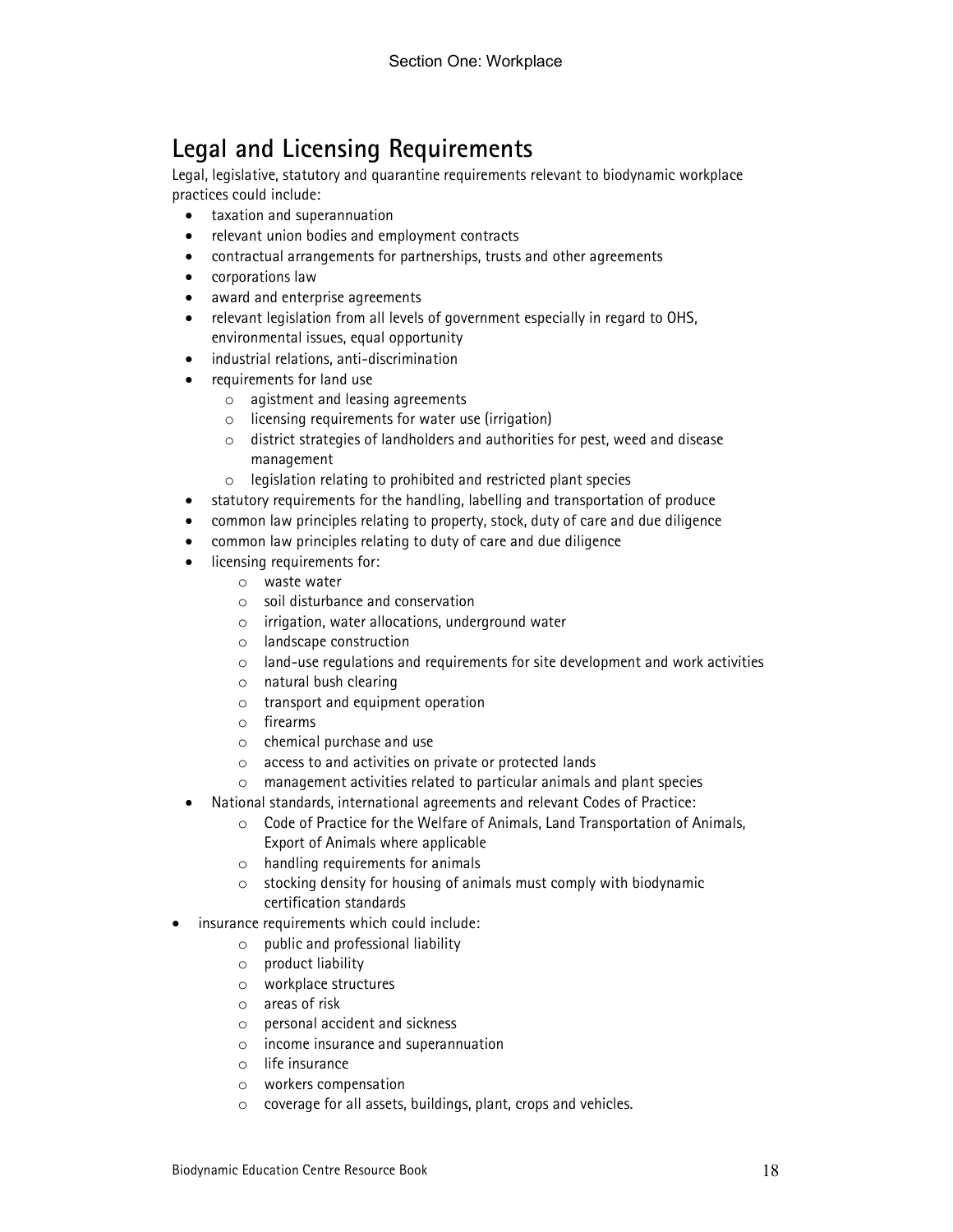## Legal and Licensing Requirements

Legal, legislative, statutory and quarantine requirements relevant to biodynamic workplace practices could include:

- taxation and superannuation
- relevant union bodies and employment contracts
- contractual arrangements for partnerships, trusts and other agreements
- corporations law
- award and enterprise agreements
- relevant legislation from all levels of government especially in regard to OHS, environmental issues, equal opportunity
- industrial relations, anti-discrimination
- requirements for land use
  - agistment and leasing agreements
  - licensing requirements for water use (irrigation)
  - district strategies of landholders and authorities for pest, weed and disease management
  - legislation relating to prohibited and restricted plant species
- statutory requirements for the handling, labelling and transportation of produce
- common law principles relating to property, stock, duty of care and due diligence
- common law principles relating to duty of care and due diligence
- licensing requirements for:
  - waste water
  - soil disturbance and conservation
  - irrigation, water allocations, underground water
  - landscape construction
  - land-use regulations and requirements for site development and work activities
  - natural bush clearing
  - transport and equipment operation
  - firearms
  - chemical purchase and use
  - access to and activities on private or protected lands
  - management activities related to particular animals and plant species
- National standards, international agreements and relevant Codes of Practice:
  - Code of Practice for the Welfare of Animals, Land Transportation of Animals, Export of Animals where applicable
  - handling requirements for animals
  - stocking density for housing of animals must comply with biodynamic certification standards
- insurance requirements which could include:
  - public and professional liability
  - product liability
  - workplace structures
  - areas of risk
  - personal accident and sickness
  - income insurance and superannuation
  - life insurance
  - workers compensation
  - coverage for all assets, buildings, plant, crops and vehicles.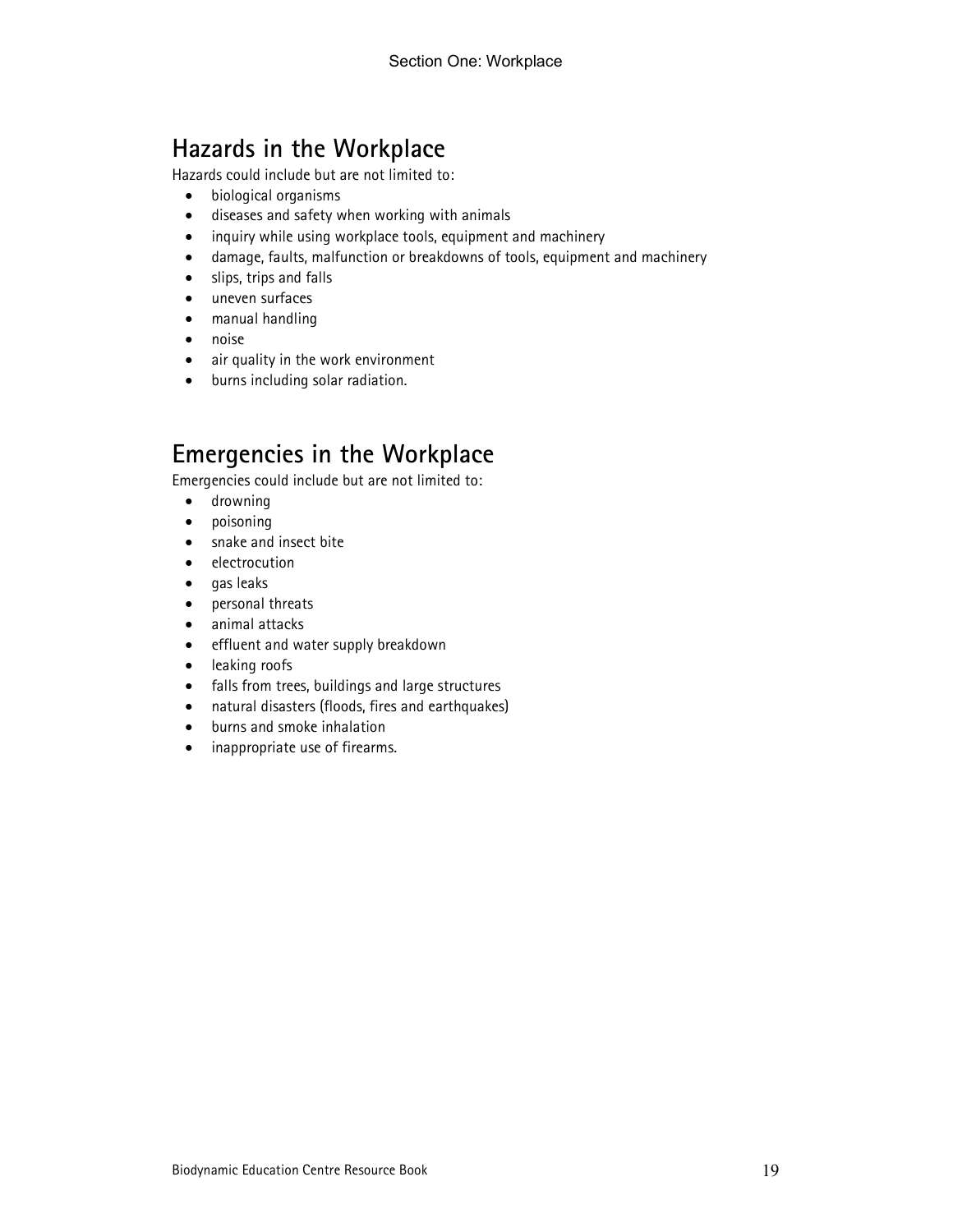## Hazards in the Workplace

Hazards could include but are not limited to:

- biological organisms
- diseases and safety when working with animals
- inquiry while using workplace tools, equipment and machinery
- damage, faults, malfunction or breakdowns of tools, equipment and machinery
- slips, trips and falls
- uneven surfaces
- manual handling
- noise
- air quality in the work environment
- burns including solar radiation.

## Emergencies in the Workplace

Emergencies could include but are not limited to:

- drowning
- poisoning
- snake and insect bite
- electrocution
- gas leaks
- personal threats
- animal attacks
- effluent and water supply breakdown
- leaking roofs
- falls from trees, buildings and large structures
- natural disasters (floods, fires and earthquakes)
- burns and smoke inhalation
- inappropriate use of firearms.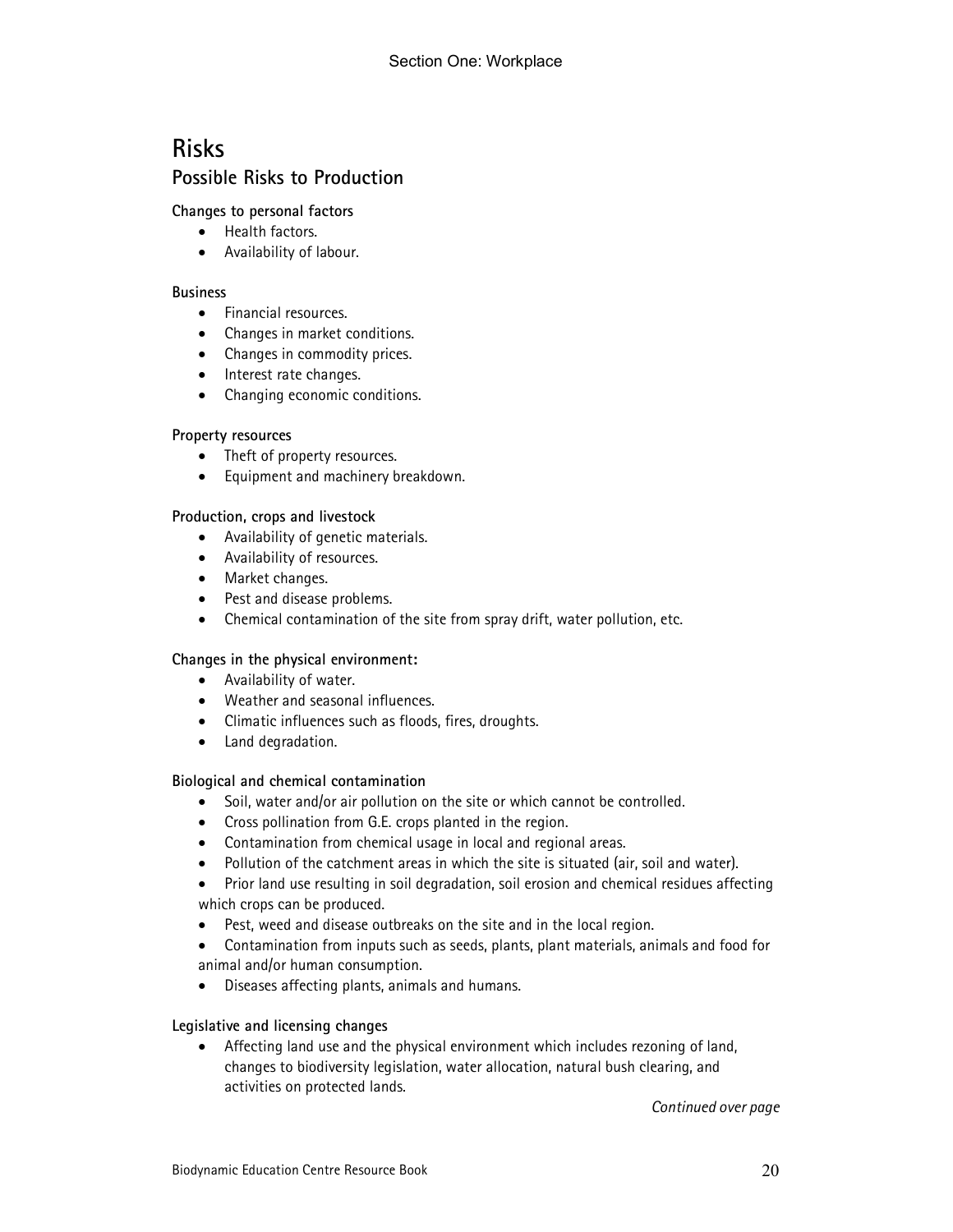# Risks

## Possible Risks to Production

**Changes to personal factors**

- Health factors.
- Availability of labour.

**Business**

- Financial resources.
- Changes in market conditions.
- Changes in commodity prices.
- Interest rate changes.
- Changing economic conditions.

**Property resources**

- Theft of property resources.
- Equipment and machinery breakdown.

**Production, crops and livestock**

- Availability of genetic materials.
- Availability of resources.
- Market changes.
- Pest and disease problems.
- Chemical contamination of the site from spray drift, water pollution, etc.

**Changes in the physical environment:**

- Availability of water.
- Weather and seasonal influences.
- Climatic influences such as floods, fires, droughts.
- Land degradation.

**Biological and chemical contamination**

- Soil, water and/or air pollution on the site or which cannot be controlled.
- Cross pollination from G.E. crops planted in the region.
- Contamination from chemical usage in local and regional areas.
- Pollution of the catchment areas in which the site is situated (air, soil and water).
- Prior land use resulting in soil degradation, soil erosion and chemical residues affecting which crops can be produced.
- Pest, weed and disease outbreaks on the site and in the local region.
- Contamination from inputs such as seeds, plants, plant materials, animals and food for animal and/or human consumption.
- Diseases affecting plants, animals and humans.

**Legislative and licensing changes**

- Affecting land use and the physical environment which includes rezoning of land, changes to biodiversity legislation, water allocation, natural bush clearing, and activities on protected lands.

*Continued over page*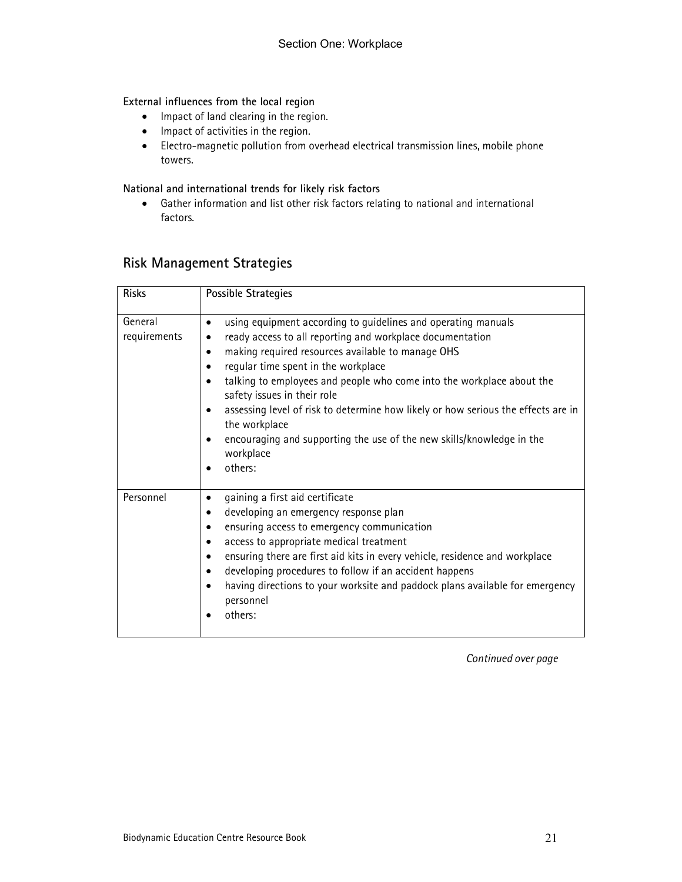**External influences from the local region**

- Impact of land clearing in the region.
- Impact of activities in the region.
- Electro-magnetic pollution from overhead electrical transmission lines, mobile phone towers.

**National and international trends for likely risk factors**

- Gather information and list other risk factors relating to national and international factors.

## Risk Management Strategies

| Risks | Possible Strategies |
|---|---|
| General requirements | • using equipment according to guidelines and operating manuals<br>• ready access to all reporting and workplace documentation<br>• making required resources available to manage OHS<br>• regular time spent in the workplace<br>• talking to employees and people who come into the workplace about the safety issues in their role<br>• assessing level of risk to determine how likely or how serious the effects are in the workplace<br>• encouraging and supporting the use of the new skills/knowledge in the workplace<br>• others: |
| Personnel | • gaining a first aid certificate<br>• developing an emergency response plan<br>• ensuring access to emergency communication<br>• access to appropriate medical treatment<br>• ensuring there are first aid kits in every vehicle, residence and workplace<br>• developing procedures to follow if an accident happens<br>• having directions to your worksite and paddock plans available for emergency personnel<br>• others: |

*Continued over page*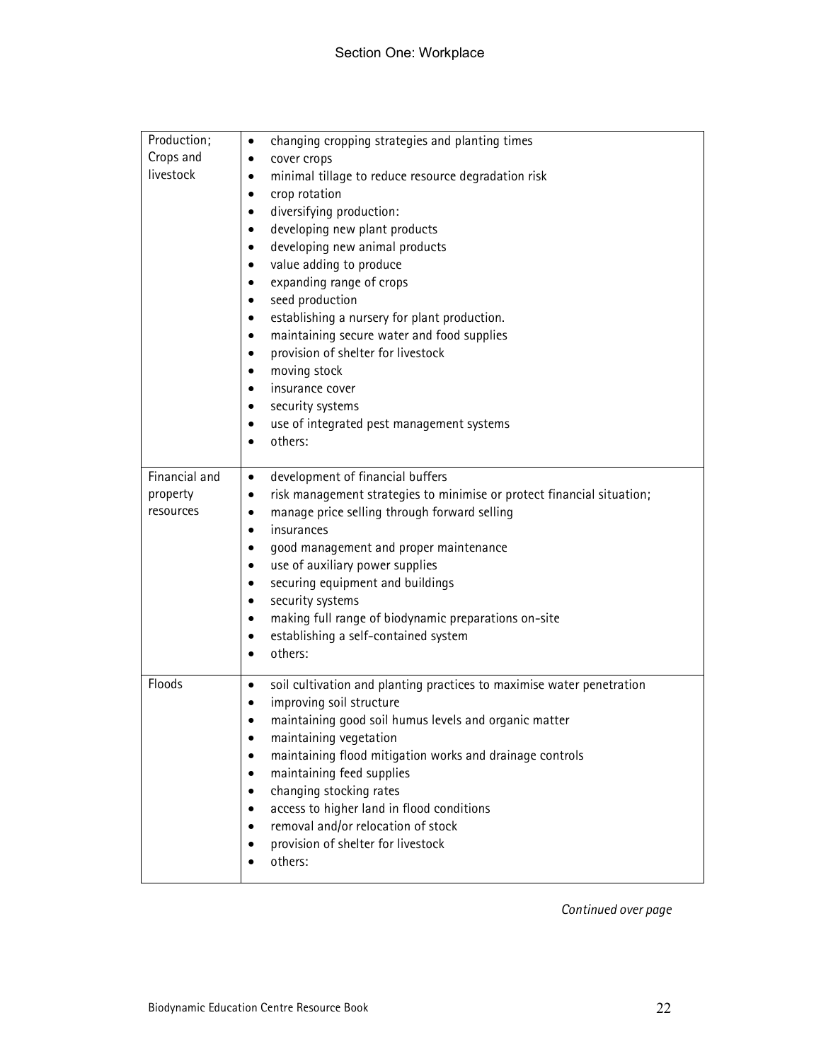| | |
|---|---|
| Production; Crops and livestock | • changing cropping strategies and planting times<br>• cover crops<br>• minimal tillage to reduce resource degradation risk<br>• crop rotation<br>• diversifying production:<br>• developing new plant products<br>• developing new animal products<br>• value adding to produce<br>• expanding range of crops<br>• seed production<br>• establishing a nursery for plant production.<br>• maintaining secure water and food supplies<br>• provision of shelter for livestock<br>• moving stock<br>• insurance cover<br>• security systems<br>• use of integrated pest management systems<br>• others: |
| Financial and property resources | • development of financial buffers<br>• risk management strategies to minimise or protect financial situation;<br>• manage price selling through forward selling<br>• insurances<br>• good management and proper maintenance<br>• use of auxiliary power supplies<br>• securing equipment and buildings<br>• security systems<br>• making full range of biodynamic preparations on-site<br>• establishing a self-contained system<br>• others: |
| Floods | • soil cultivation and planting practices to maximise water penetration<br>• improving soil structure<br>• maintaining good soil humus levels and organic matter<br>• maintaining vegetation<br>• maintaining flood mitigation works and drainage controls<br>• maintaining feed supplies<br>• changing stocking rates<br>• access to higher land in flood conditions<br>• removal and/or relocation of stock<br>• provision of shelter for livestock<br>• others: |

*Continued over page*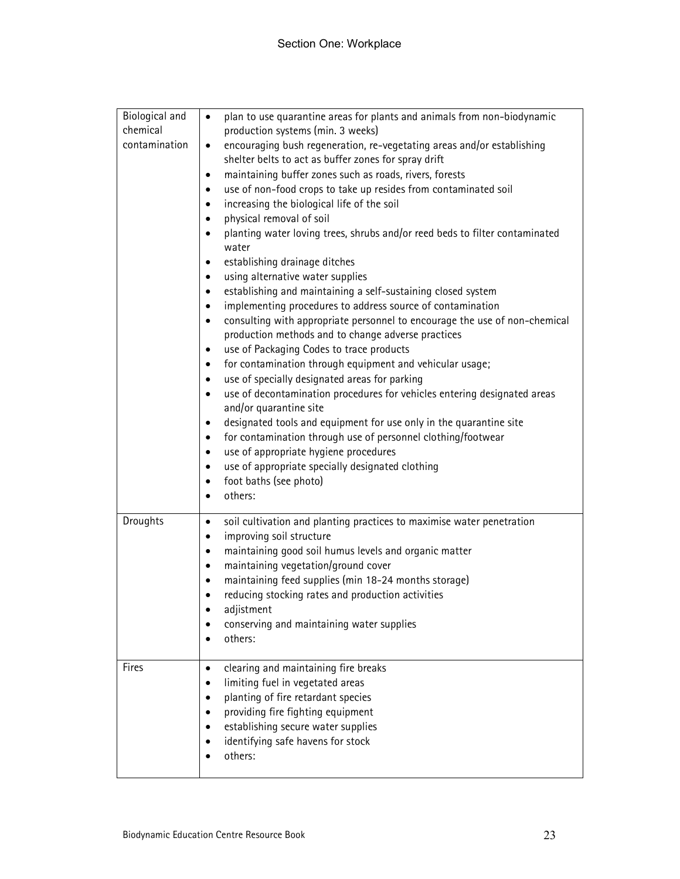| | |
|---|---|
| Biological and chemical contamination | • plan to use quarantine areas for plants and animals from non-biodynamic production systems (min. 3 weeks)<br>• encouraging bush regeneration, re-vegetating areas and/or establishing shelter belts to act as buffer zones for spray drift<br>• maintaining buffer zones such as roads, rivers, forests<br>• use of non-food crops to take up resides from contaminated soil<br>• increasing the biological life of the soil<br>• physical removal of soil<br>• planting water loving trees, shrubs and/or reed beds to filter contaminated water<br>• establishing drainage ditches<br>• using alternative water supplies<br>• establishing and maintaining a self-sustaining closed system<br>• implementing procedures to address source of contamination<br>• consulting with appropriate personnel to encourage the use of non-chemical production methods and to change adverse practices<br>• use of Packaging Codes to trace products<br>• for contamination through equipment and vehicular usage;<br>• use of specially designated areas for parking<br>• use of decontamination procedures for vehicles entering designated areas and/or quarantine site<br>• designated tools and equipment for use only in the quarantine site<br>• for contamination through use of personnel clothing/footwear<br>• use of appropriate hygiene procedures<br>• use of appropriate specially designated clothing<br>• foot baths (see photo)<br>• others: |
| Droughts | • soil cultivation and planting practices to maximise water penetration<br>• improving soil structure<br>• maintaining good soil humus levels and organic matter<br>• maintaining vegetation/ground cover<br>• maintaining feed supplies (min 18-24 months storage)<br>• reducing stocking rates and production activities<br>• adjistment<br>• conserving and maintaining water supplies<br>• others: |
| Fires | • clearing and maintaining fire breaks<br>• limiting fuel in vegetated areas<br>• planting of fire retardant species<br>• providing fire fighting equipment<br>• establishing secure water supplies<br>• identifying safe havens for stock<br>• others: |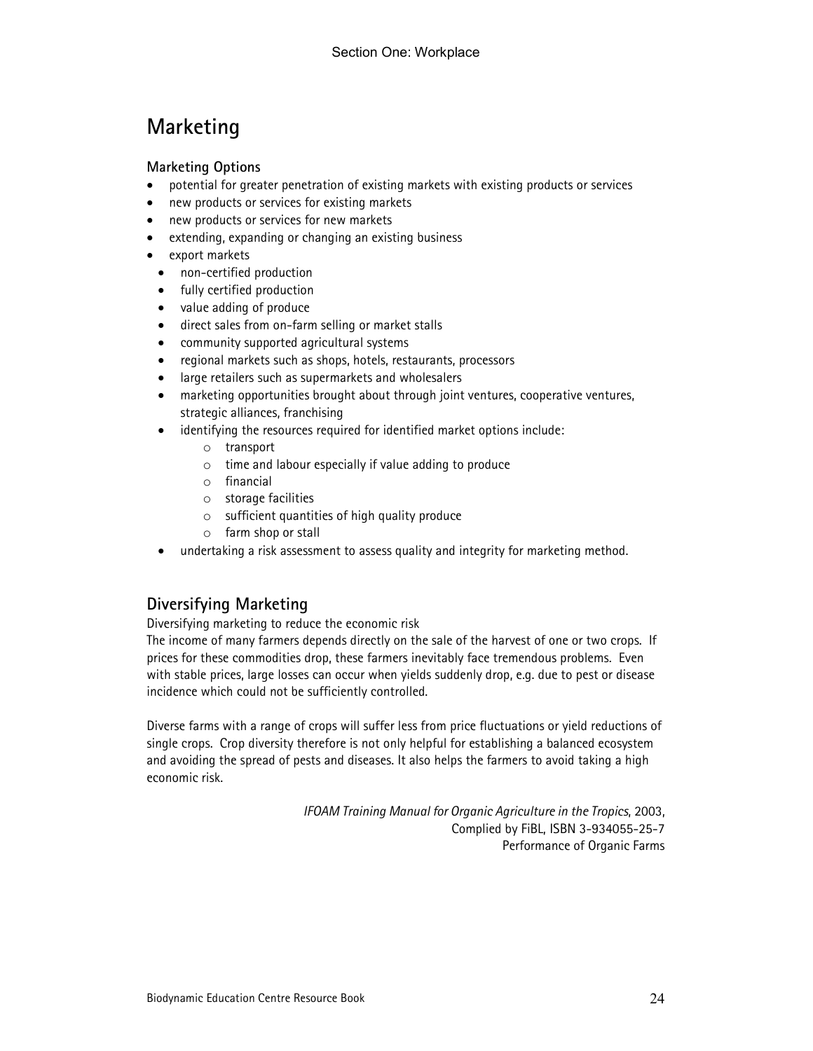# Marketing

### Marketing Options

- potential for greater penetration of existing markets with existing products or services
- new products or services for existing markets
- new products or services for new markets
- extending, expanding or changing an existing business
- export markets
  - non-certified production
  - fully certified production
  - value adding of produce
  - direct sales from on-farm selling or market stalls
  - community supported agricultural systems
  - regional markets such as shops, hotels, restaurants, processors
  - large retailers such as supermarkets and wholesalers
  - marketing opportunities brought about through joint ventures, cooperative ventures, strategic alliances, franchising
  - identifying the resources required for identified market options include:
    - transport
    - time and labour especially if value adding to produce
    - financial
    - storage facilities
    - sufficient quantities of high quality produce
    - farm shop or stall
  - undertaking a risk assessment to assess quality and integrity for marketing method.

## Diversifying Marketing

Diversifying marketing to reduce the economic risk
The income of many farmers depends directly on the sale of the harvest of one or two crops. If prices for these commodities drop, these farmers inevitably face tremendous problems. Even with stable prices, large losses can occur when yields suddenly drop, e.g. due to pest or disease incidence which could not be sufficiently controlled.

Diverse farms with a range of crops will suffer less from price fluctuations or yield reductions of single crops. Crop diversity therefore is not only helpful for establishing a balanced ecosystem and avoiding the spread of pests and diseases. It also helps the farmers to avoid taking a high economic risk.

*IFOAM Training Manual for Organic Agriculture in the Tropics*, 2003,
Complied by FiBL, ISBN 3-934055-25-7
Performance of Organic Farms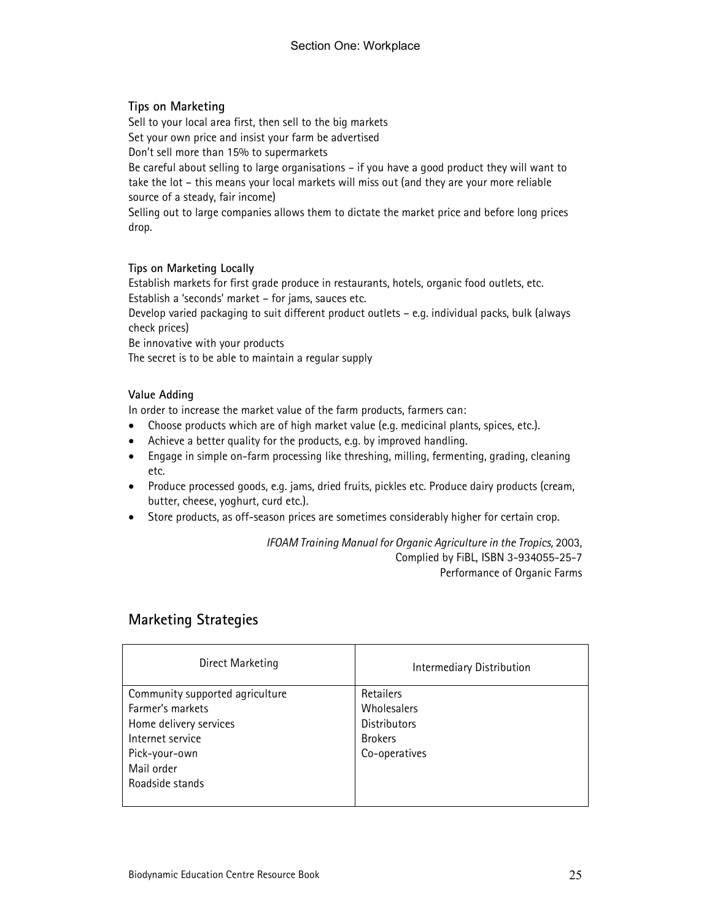### Tips on Marketing

Sell to your local area first, then sell to the big markets
Set your own price and insist your farm be advertised
Don't sell more than 15% to supermarkets
Be careful about selling to large organisations – if you have a good product they will want to take the lot – this means your local markets will miss out (and they are your more reliable source of a steady, fair income)
Selling out to large companies allows them to dictate the market price and before long prices drop.

### Tips on Marketing Locally

Establish markets for first grade produce in restaurants, hotels, organic food outlets, etc.
Establish a 'seconds' market – for jams, sauces etc.
Develop varied packaging to suit different product outlets – e.g. individual packs, bulk (always check prices)
Be innovative with your products
The secret is to be able to maintain a regular supply

### Value Adding

In order to increase the market value of the farm products, farmers can:

- Choose products which are of high market value (e.g. medicinal plants, spices, etc.).
- Achieve a better quality for the products, e.g. by improved handling.
- Engage in simple on-farm processing like threshing, milling, fermenting, grading, cleaning etc.
- Produce processed goods, e.g. jams, dried fruits, pickles etc. Produce dairy products (cream, butter, cheese, yoghurt, curd etc.).
- Store products, as off-season prices are sometimes considerably higher for certain crop.

*IFOAM Training Manual for Organic Agriculture in the Tropics,* 2003,
Complied by FiBL, ISBN 3-934055-25-7
Performance of Organic Farms

## Marketing Strategies

| Direct Marketing | Intermediary Distribution |
|---|---|
| Community supported agriculture<br>Farmer's markets<br>Home delivery services<br>Internet service<br>Pick-your-own<br>Mail order<br>Roadside stands | Retailers<br>Wholesalers<br>Distributors<br>Brokers<br>Co-operatives |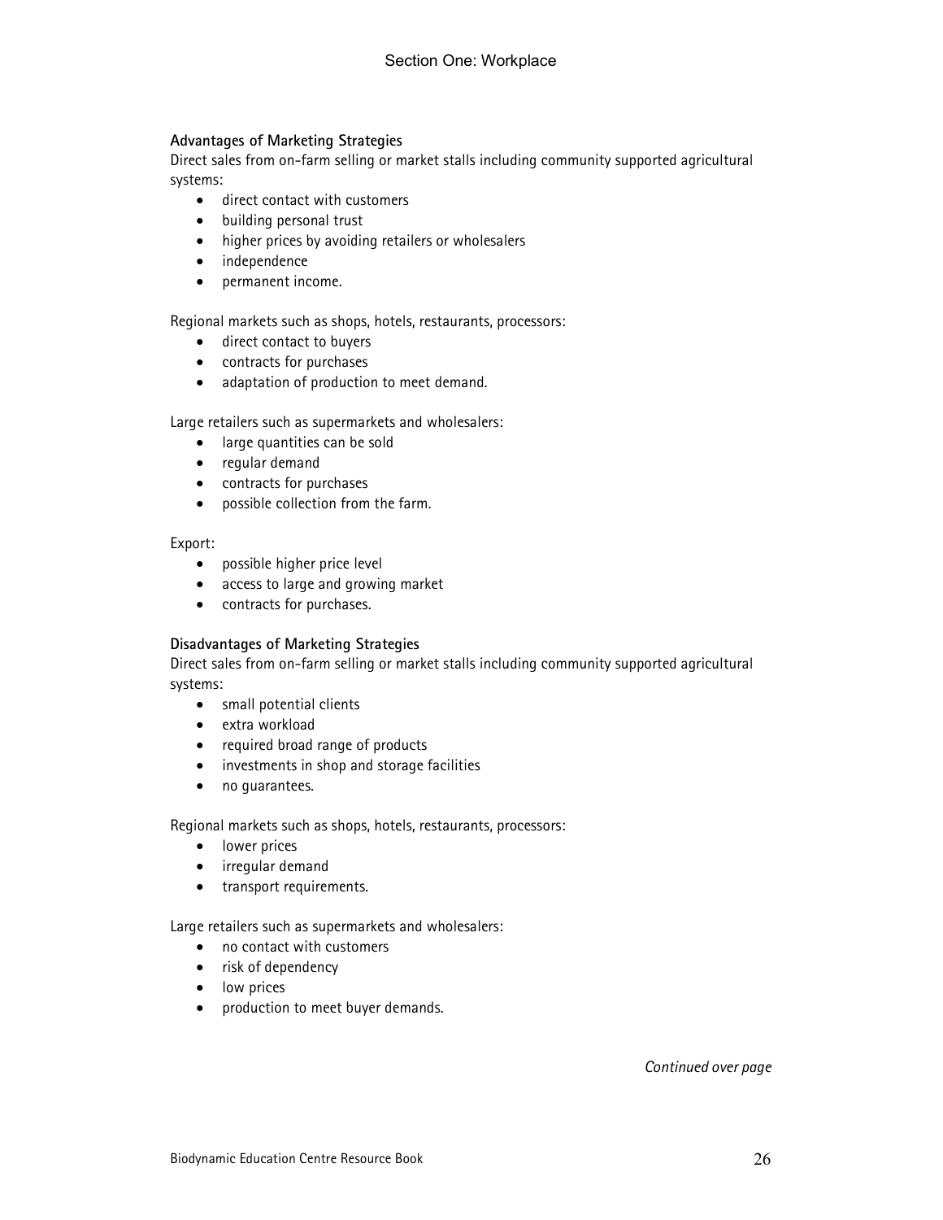**Advantages of Marketing Strategies**

Direct sales from on-farm selling or market stalls including community supported agricultural systems:

- direct contact with customers
- building personal trust
- higher prices by avoiding retailers or wholesalers
- independence
- permanent income.

Regional markets such as shops, hotels, restaurants, processors:

- direct contact to buyers
- contracts for purchases
- adaptation of production to meet demand.

Large retailers such as supermarkets and wholesalers:

- large quantities can be sold
- regular demand
- contracts for purchases
- possible collection from the farm.

Export:

- possible higher price level
- access to large and growing market
- contracts for purchases.

**Disadvantages of Marketing Strategies**

Direct sales from on-farm selling or market stalls including community supported agricultural systems:

- small potential clients
- extra workload
- required broad range of products
- investments in shop and storage facilities
- no guarantees.

Regional markets such as shops, hotels, restaurants, processors:

- lower prices
- irregular demand
- transport requirements.

Large retailers such as supermarkets and wholesalers:

- no contact with customers
- risk of dependency
- low prices
- production to meet buyer demands.

*Continued over page*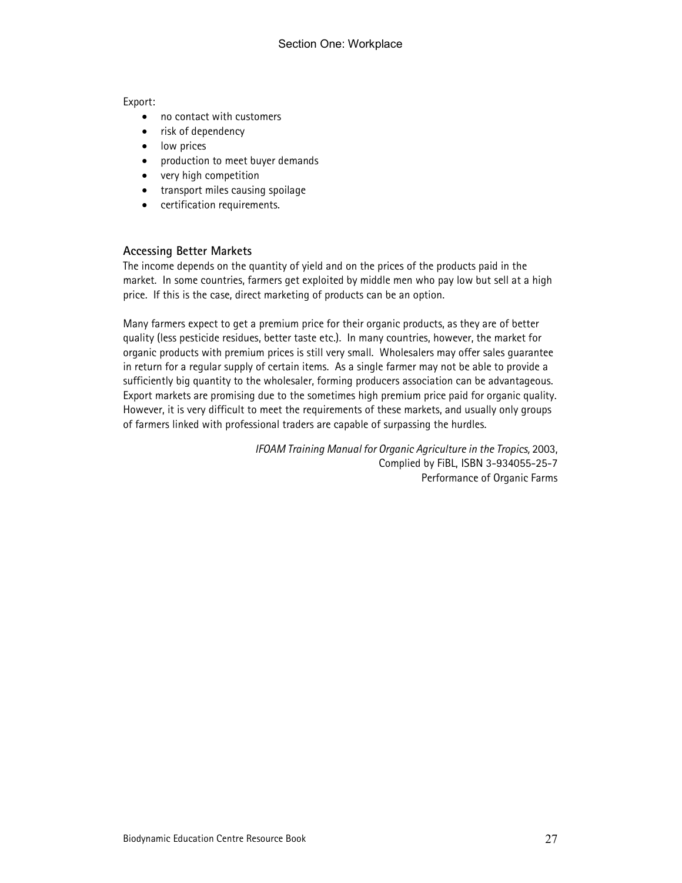Export:

- no contact with customers
- risk of dependency
- low prices
- production to meet buyer demands
- very high competition
- transport miles causing spoilage
- certification requirements.

### Accessing Better Markets

The income depends on the quantity of yield and on the prices of the products paid in the market. In some countries, farmers get exploited by middle men who pay low but sell at a high price. If this is the case, direct marketing of products can be an option.

Many farmers expect to get a premium price for their organic products, as they are of better quality (less pesticide residues, better taste etc.). In many countries, however, the market for organic products with premium prices is still very small. Wholesalers may offer sales guarantee in return for a regular supply of certain items. As a single farmer may not be able to provide a sufficiently big quantity to the wholesaler, forming producers association can be advantageous. Export markets are promising due to the sometimes high premium price paid for organic quality. However, it is very difficult to meet the requirements of these markets, and usually only groups of farmers linked with professional traders are capable of surpassing the hurdles.

*IFOAM Training Manual for Organic Agriculture in the Tropics,* 2003,
Complied by FiBL, ISBN 3-934055-25-7
Performance of Organic Farms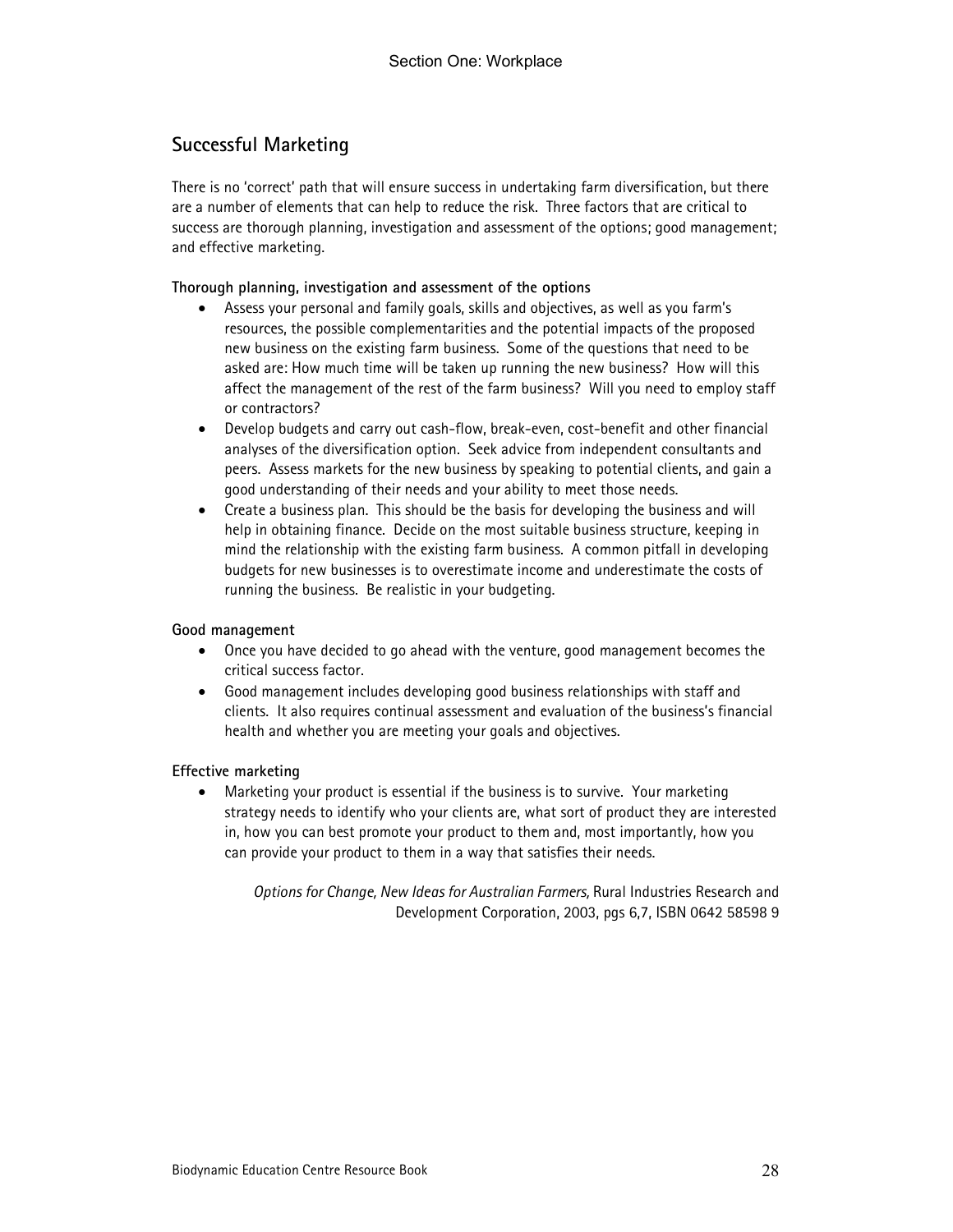## Successful Marketing

There is no 'correct' path that will ensure success in undertaking farm diversification, but there are a number of elements that can help to reduce the risk. Three factors that are critical to success are thorough planning, investigation and assessment of the options; good management; and effective marketing.

**Thorough planning, investigation and assessment of the options**

- Assess your personal and family goals, skills and objectives, as well as you farm's resources, the possible complementarities and the potential impacts of the proposed new business on the existing farm business. Some of the questions that need to be asked are: How much time will be taken up running the new business? How will this affect the management of the rest of the farm business? Will you need to employ staff or contractors?
- Develop budgets and carry out cash-flow, break-even, cost-benefit and other financial analyses of the diversification option. Seek advice from independent consultants and peers. Assess markets for the new business by speaking to potential clients, and gain a good understanding of their needs and your ability to meet those needs.
- Create a business plan. This should be the basis for developing the business and will help in obtaining finance. Decide on the most suitable business structure, keeping in mind the relationship with the existing farm business. A common pitfall in developing budgets for new businesses is to overestimate income and underestimate the costs of running the business. Be realistic in your budgeting.

**Good management**

- Once you have decided to go ahead with the venture, good management becomes the critical success factor.
- Good management includes developing good business relationships with staff and clients. It also requires continual assessment and evaluation of the business's financial health and whether you are meeting your goals and objectives.

**Effective marketing**

- Marketing your product is essential if the business is to survive. Your marketing strategy needs to identify who your clients are, what sort of product they are interested in, how you can best promote your product to them and, most importantly, how you can provide your product to them in a way that satisfies their needs.

*Options for Change, New Ideas for Australian Farmers,* Rural Industries Research and Development Corporation, 2003, pgs 6,7, ISBN 0642 58598 9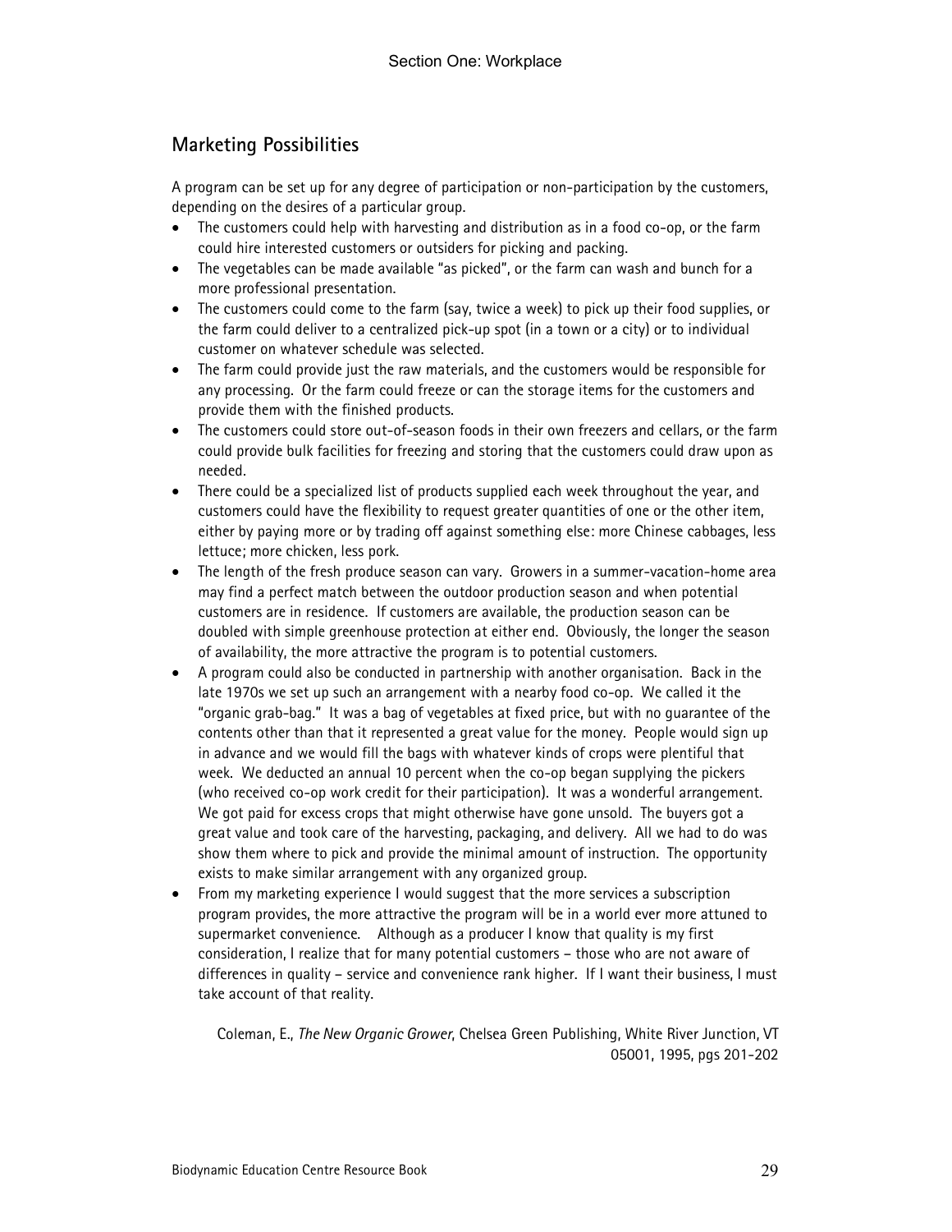## Marketing Possibilities

A program can be set up for any degree of participation or non-participation by the customers, depending on the desires of a particular group.

- The customers could help with harvesting and distribution as in a food co-op, or the farm could hire interested customers or outsiders for picking and packing.
- The vegetables can be made available "as picked", or the farm can wash and bunch for a more professional presentation.
- The customers could come to the farm (say, twice a week) to pick up their food supplies, or the farm could deliver to a centralized pick-up spot (in a town or a city) or to individual customer on whatever schedule was selected.
- The farm could provide just the raw materials, and the customers would be responsible for any processing. Or the farm could freeze or can the storage items for the customers and provide them with the finished products.
- The customers could store out-of-season foods in their own freezers and cellars, or the farm could provide bulk facilities for freezing and storing that the customers could draw upon as needed.
- There could be a specialized list of products supplied each week throughout the year, and customers could have the flexibility to request greater quantities of one or the other item, either by paying more or by trading off against something else: more Chinese cabbages, less lettuce; more chicken, less pork.
- The length of the fresh produce season can vary. Growers in a summer-vacation-home area may find a perfect match between the outdoor production season and when potential customers are in residence. If customers are available, the production season can be doubled with simple greenhouse protection at either end. Obviously, the longer the season of availability, the more attractive the program is to potential customers.
- A program could also be conducted in partnership with another organisation. Back in the late 1970s we set up such an arrangement with a nearby food co-op. We called it the "organic grab-bag." It was a bag of vegetables at fixed price, but with no guarantee of the contents other than that it represented a great value for the money. People would sign up in advance and we would fill the bags with whatever kinds of crops were plentiful that week. We deducted an annual 10 percent when the co-op began supplying the pickers (who received co-op work credit for their participation). It was a wonderful arrangement. We got paid for excess crops that might otherwise have gone unsold. The buyers got a great value and took care of the harvesting, packaging, and delivery. All we had to do was show them where to pick and provide the minimal amount of instruction. The opportunity exists to make similar arrangement with any organized group.
- From my marketing experience I would suggest that the more services a subscription program provides, the more attractive the program will be in a world ever more attuned to supermarket convenience. Although as a producer I know that quality is my first consideration, I realize that for many potential customers – those who are not aware of differences in quality – service and convenience rank higher. If I want their business, I must take account of that reality.

Coleman, E., *The New Organic Grower*, Chelsea Green Publishing, White River Junction, VT 05001, 1995, pgs 201-202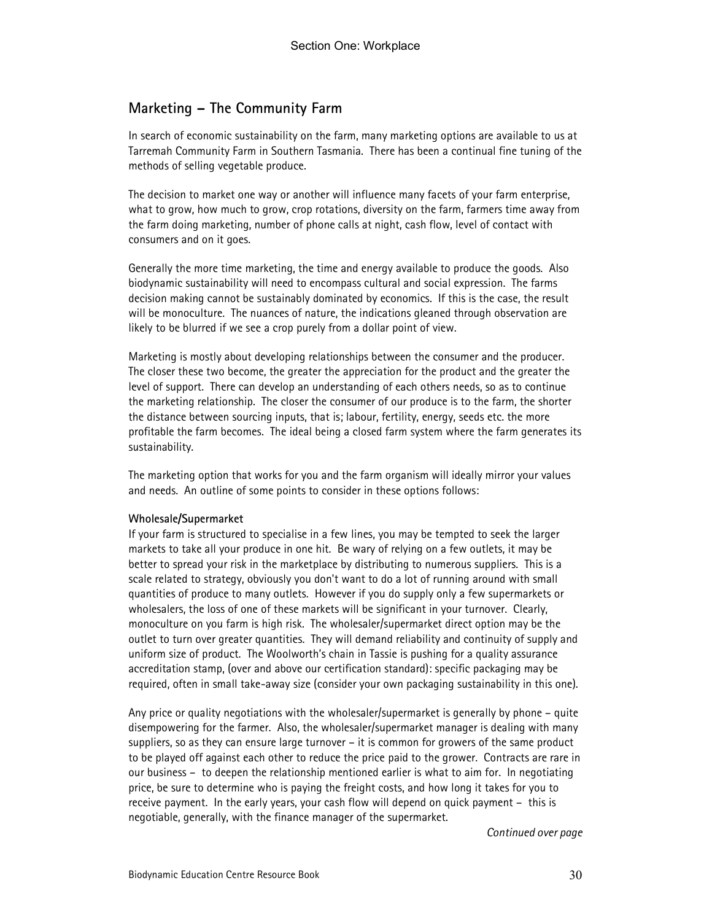## Marketing – The Community Farm

In search of economic sustainability on the farm, many marketing options are available to us at Tarremah Community Farm in Southern Tasmania. There has been a continual fine tuning of the methods of selling vegetable produce.

The decision to market one way or another will influence many facets of your farm enterprise, what to grow, how much to grow, crop rotations, diversity on the farm, farmers time away from the farm doing marketing, number of phone calls at night, cash flow, level of contact with consumers and on it goes.

Generally the more time marketing, the time and energy available to produce the goods. Also biodynamic sustainability will need to encompass cultural and social expression. The farms decision making cannot be sustainably dominated by economics. If this is the case, the result will be monoculture. The nuances of nature, the indications gleaned through observation are likely to be blurred if we see a crop purely from a dollar point of view.

Marketing is mostly about developing relationships between the consumer and the producer. The closer these two become, the greater the appreciation for the product and the greater the level of support. There can develop an understanding of each others needs, so as to continue the marketing relationship. The closer the consumer of our produce is to the farm, the shorter the distance between sourcing inputs, that is; labour, fertility, energy, seeds etc. the more profitable the farm becomes. The ideal being a closed farm system where the farm generates its sustainability.

The marketing option that works for you and the farm organism will ideally mirror your values and needs. An outline of some points to consider in these options follows:

**Wholesale/Supermarket**

If your farm is structured to specialise in a few lines, you may be tempted to seek the larger markets to take all your produce in one hit. Be wary of relying on a few outlets, it may be better to spread your risk in the marketplace by distributing to numerous suppliers. This is a scale related to strategy, obviously you don't want to do a lot of running around with small quantities of produce to many outlets. However if you do supply only a few supermarkets or wholesalers, the loss of one of these markets will be significant in your turnover. Clearly, monoculture on you farm is high risk. The wholesaler/supermarket direct option may be the outlet to turn over greater quantities. They will demand reliability and continuity of supply and uniform size of product. The Woolworth's chain in Tassie is pushing for a quality assurance accreditation stamp, (over and above our certification standard): specific packaging may be required, often in small take-away size (consider your own packaging sustainability in this one).

Any price or quality negotiations with the wholesaler/supermarket is generally by phone – quite disempowering for the farmer. Also, the wholesaler/supermarket manager is dealing with many suppliers, so as they can ensure large turnover – it is common for growers of the same product to be played off against each other to reduce the price paid to the grower. Contracts are rare in our business – to deepen the relationship mentioned earlier is what to aim for. In negotiating price, be sure to determine who is paying the freight costs, and how long it takes for you to receive payment. In the early years, your cash flow will depend on quick payment – this is negotiable, generally, with the finance manager of the supermarket.

*Continued over page*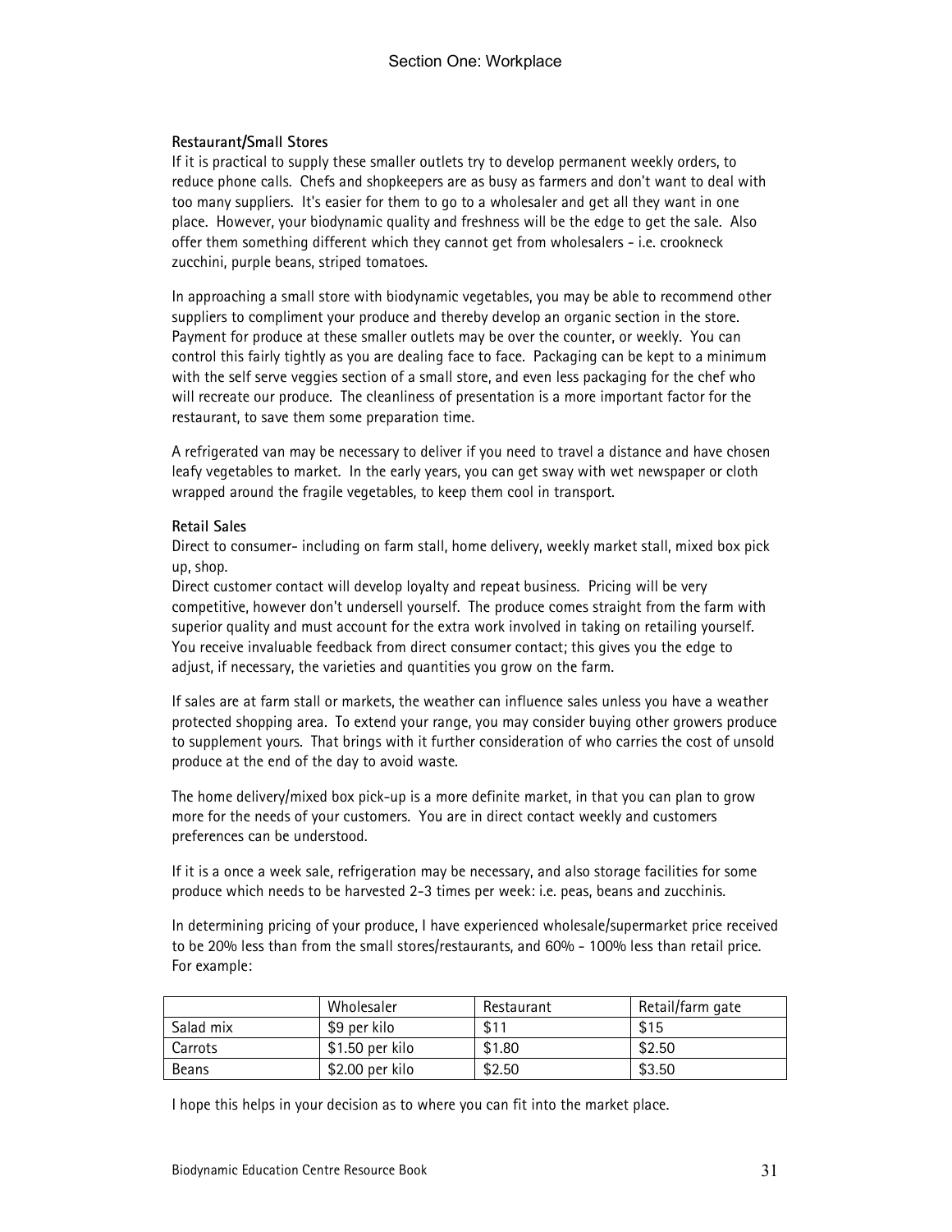### Restaurant/Small Stores

If it is practical to supply these smaller outlets try to develop permanent weekly orders, to reduce phone calls. Chefs and shopkeepers are as busy as farmers and don't want to deal with too many suppliers. It's easier for them to go to a wholesaler and get all they want in one place. However, your biodynamic quality and freshness will be the edge to get the sale. Also offer them something different which they cannot get from wholesalers - i.e. crookneck zucchini, purple beans, striped tomatoes.

In approaching a small store with biodynamic vegetables, you may be able to recommend other suppliers to compliment your produce and thereby develop an organic section in the store. Payment for produce at these smaller outlets may be over the counter, or weekly. You can control this fairly tightly as you are dealing face to face. Packaging can be kept to a minimum with the self serve veggies section of a small store, and even less packaging for the chef who will recreate our produce. The cleanliness of presentation is a more important factor for the restaurant, to save them some preparation time.

A refrigerated van may be necessary to deliver if you need to travel a distance and have chosen leafy vegetables to market. In the early years, you can get sway with wet newspaper or cloth wrapped around the fragile vegetables, to keep them cool in transport.

### Retail Sales

Direct to consumer- including on farm stall, home delivery, weekly market stall, mixed box pick up, shop.

Direct customer contact will develop loyalty and repeat business. Pricing will be very competitive, however don't undersell yourself. The produce comes straight from the farm with superior quality and must account for the extra work involved in taking on retailing yourself. You receive invaluable feedback from direct consumer contact; this gives you the edge to adjust, if necessary, the varieties and quantities you grow on the farm.

If sales are at farm stall or markets, the weather can influence sales unless you have a weather protected shopping area. To extend your range, you may consider buying other growers produce to supplement yours. That brings with it further consideration of who carries the cost of unsold produce at the end of the day to avoid waste.

The home delivery/mixed box pick-up is a more definite market, in that you can plan to grow more for the needs of your customers. You are in direct contact weekly and customers preferences can be understood.

If it is a once a week sale, refrigeration may be necessary, and also storage facilities for some produce which needs to be harvested 2-3 times per week: i.e. peas, beans and zucchinis.

In determining pricing of your produce, I have experienced wholesale/supermarket price received to be 20% less than from the small stores/restaurants, and 60% - 100% less than retail price. For example:

| | Wholesaler | Restaurant | Retail/farm gate |
|---|---|---|---|
| Salad mix | $9 per kilo | $11 | $15 |
| Carrots | $1.50 per kilo | $1.80 | $2.50 |
| Beans | $2.00 per kilo | $2.50 | $3.50 |

I hope this helps in your decision as to where you can fit into the market place.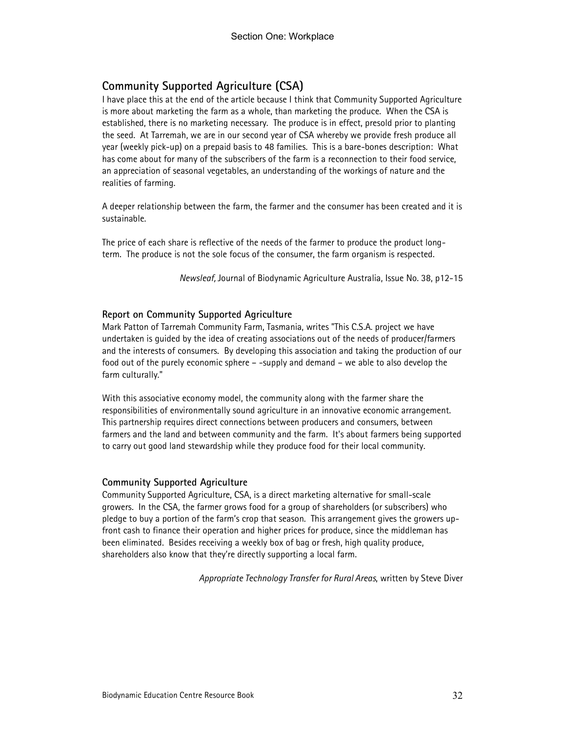## Community Supported Agriculture (CSA)

I have place this at the end of the article because I think that Community Supported Agriculture is more about marketing the farm as a whole, than marketing the produce. When the CSA is established, there is no marketing necessary. The produce is in effect, presold prior to planting the seed. At Tarremah, we are in our second year of CSA whereby we provide fresh produce all year (weekly pick-up) on a prepaid basis to 48 families. This is a bare-bones description: What has come about for many of the subscribers of the farm is a reconnection to their food service, an appreciation of seasonal vegetables, an understanding of the workings of nature and the realities of farming.

A deeper relationship between the farm, the farmer and the consumer has been created and it is sustainable.

The price of each share is reflective of the needs of the farmer to produce the product long-term. The produce is not the sole focus of the consumer, the farm organism is respected.

*Newsleaf,* Journal of Biodynamic Agriculture Australia, Issue No. 38, p12-15

### Report on Community Supported Agriculture

Mark Patton of Tarremah Community Farm, Tasmania, writes "This C.S.A. project we have undertaken is guided by the idea of creating associations out of the needs of producer/farmers and the interests of consumers. By developing this association and taking the production of our food out of the purely economic sphere – -supply and demand – we able to also develop the farm culturally."

With this associative economy model, the community along with the farmer share the responsibilities of environmentally sound agriculture in an innovative economic arrangement. This partnership requires direct connections between producers and consumers, between farmers and the land and between community and the farm. It's about farmers being supported to carry out good land stewardship while they produce food for their local community.

### Community Supported Agriculture

Community Supported Agriculture, CSA, is a direct marketing alternative for small-scale growers. In the CSA, the farmer grows food for a group of shareholders (or subscribers) who pledge to buy a portion of the farm's crop that season. This arrangement gives the growers up-front cash to finance their operation and higher prices for produce, since the middleman has been eliminated. Besides receiving a weekly box of bag or fresh, high quality produce, shareholders also know that they're directly supporting a local farm.

*Appropriate Technology Transfer for Rural Areas*, written by Steve Diver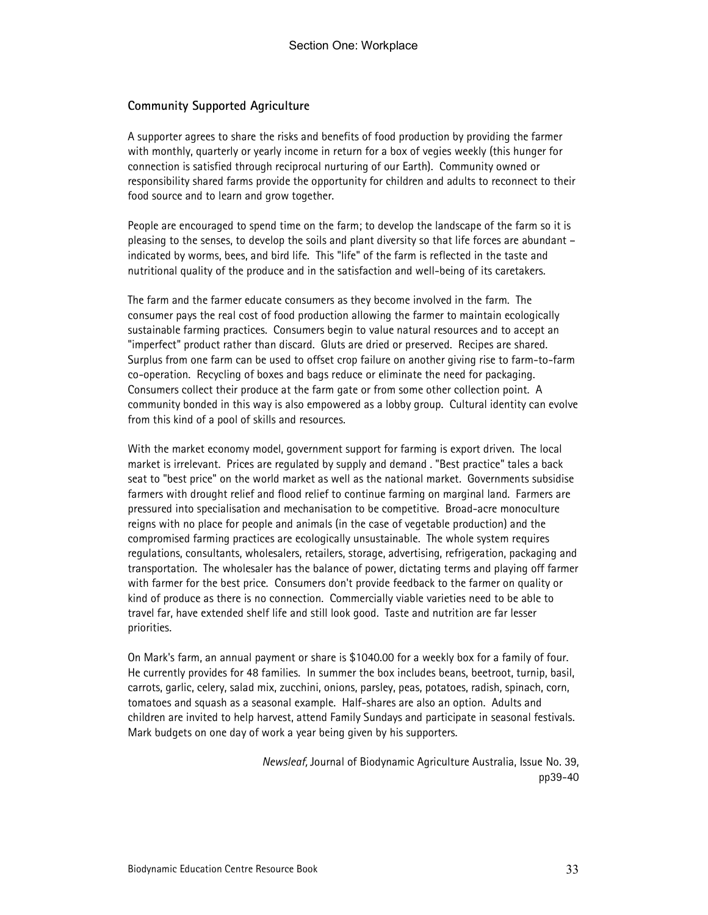## Community Supported Agriculture

A supporter agrees to share the risks and benefits of food production by providing the farmer with monthly, quarterly or yearly income in return for a box of vegies weekly (this hunger for connection is satisfied through reciprocal nurturing of our Earth). Community owned or responsibility shared farms provide the opportunity for children and adults to reconnect to their food source and to learn and grow together.

People are encouraged to spend time on the farm; to develop the landscape of the farm so it is pleasing to the senses, to develop the soils and plant diversity so that life forces are abundant – indicated by worms, bees, and bird life. This "life" of the farm is reflected in the taste and nutritional quality of the produce and in the satisfaction and well-being of its caretakers.

The farm and the farmer educate consumers as they become involved in the farm. The consumer pays the real cost of food production allowing the farmer to maintain ecologically sustainable farming practices. Consumers begin to value natural resources and to accept an "imperfect" product rather than discard. Gluts are dried or preserved. Recipes are shared. Surplus from one farm can be used to offset crop failure on another giving rise to farm-to-farm co-operation. Recycling of boxes and bags reduce or eliminate the need for packaging. Consumers collect their produce at the farm gate or from some other collection point. A community bonded in this way is also empowered as a lobby group. Cultural identity can evolve from this kind of a pool of skills and resources.

With the market economy model, government support for farming is export driven. The local market is irrelevant. Prices are regulated by supply and demand . "Best practice" tales a back seat to "best price" on the world market as well as the national market. Governments subsidise farmers with drought relief and flood relief to continue farming on marginal land. Farmers are pressured into specialisation and mechanisation to be competitive. Broad-acre monoculture reigns with no place for people and animals (in the case of vegetable production) and the compromised farming practices are ecologically unsustainable. The whole system requires regulations, consultants, wholesalers, retailers, storage, advertising, refrigeration, packaging and transportation. The wholesaler has the balance of power, dictating terms and playing off farmer with farmer for the best price. Consumers don't provide feedback to the farmer on quality or kind of produce as there is no connection. Commercially viable varieties need to be able to travel far, have extended shelf life and still look good. Taste and nutrition are far lesser priorities.

On Mark's farm, an annual payment or share is $1040.00 for a weekly box for a family of four. He currently provides for 48 families. In summer the box includes beans, beetroot, turnip, basil, carrots, garlic, celery, salad mix, zucchini, onions, parsley, peas, potatoes, radish, spinach, corn, tomatoes and squash as a seasonal example. Half-shares are also an option. Adults and children are invited to help harvest, attend Family Sundays and participate in seasonal festivals. Mark budgets on one day of work a year being given by his supporters.

*Newsleaf,* Journal of Biodynamic Agriculture Australia, Issue No. 39, pp39-40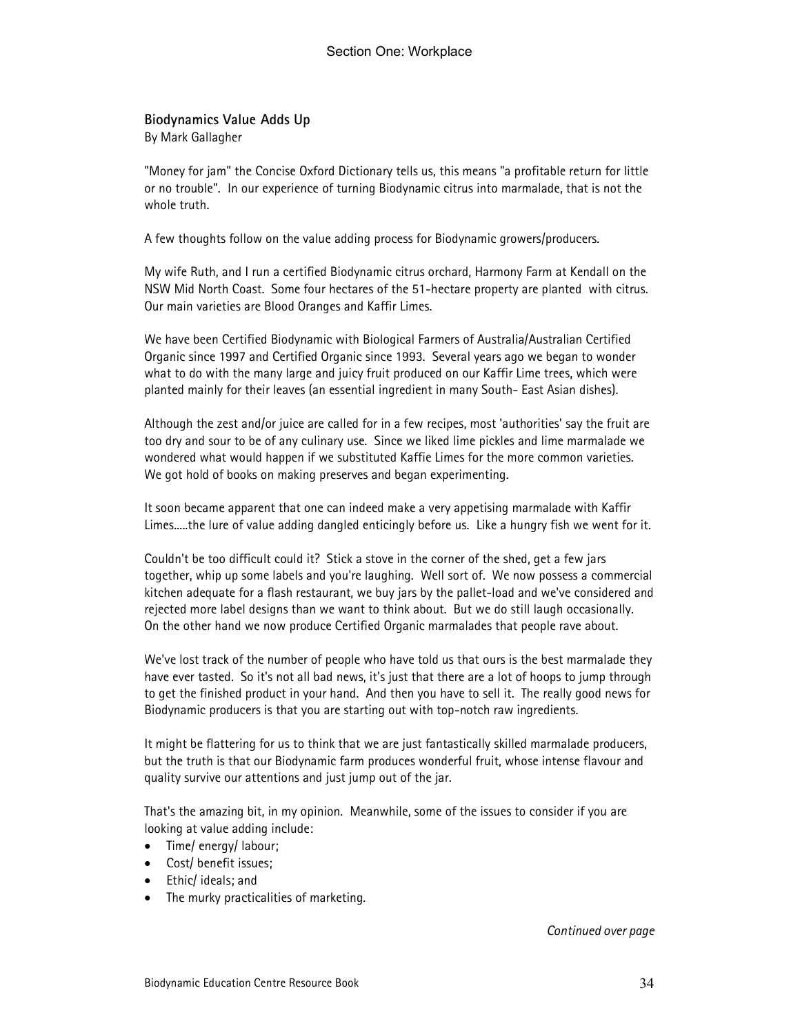## Biodynamics Value Adds Up

By Mark Gallagher

"Money for jam" the Concise Oxford Dictionary tells us, this means "a profitable return for little or no trouble". In our experience of turning Biodynamic citrus into marmalade, that is not the whole truth.

A few thoughts follow on the value adding process for Biodynamic growers/producers.

My wife Ruth, and I run a certified Biodynamic citrus orchard, Harmony Farm at Kendall on the NSW Mid North Coast. Some four hectares of the 51-hectare property are planted with citrus. Our main varieties are Blood Oranges and Kaffir Limes.

We have been Certified Biodynamic with Biological Farmers of Australia/Australian Certified Organic since 1997 and Certified Organic since 1993. Several years ago we began to wonder what to do with the many large and juicy fruit produced on our Kaffir Lime trees, which were planted mainly for their leaves (an essential ingredient in many South- East Asian dishes).

Although the zest and/or juice are called for in a few recipes, most 'authorities' say the fruit are too dry and sour to be of any culinary use. Since we liked lime pickles and lime marmalade we wondered what would happen if we substituted Kaffie Limes for the more common varieties. We got hold of books on making preserves and began experimenting.

It soon became apparent that one can indeed make a very appetising marmalade with Kaffir Limes.....the lure of value adding dangled enticingly before us. Like a hungry fish we went for it.

Couldn't be too difficult could it? Stick a stove in the corner of the shed, get a few jars together, whip up some labels and you're laughing. Well sort of. We now possess a commercial kitchen adequate for a flash restaurant, we buy jars by the pallet-load and we've considered and rejected more label designs than we want to think about. But we do still laugh occasionally. On the other hand we now produce Certified Organic marmalades that people rave about.

We've lost track of the number of people who have told us that ours is the best marmalade they have ever tasted. So it's not all bad news, it's just that there are a lot of hoops to jump through to get the finished product in your hand. And then you have to sell it. The really good news for Biodynamic producers is that you are starting out with top-notch raw ingredients.

It might be flattering for us to think that we are just fantastically skilled marmalade producers, but the truth is that our Biodynamic farm produces wonderful fruit, whose intense flavour and quality survive our attentions and just jump out of the jar.

That's the amazing bit, in my opinion. Meanwhile, some of the issues to consider if you are looking at value adding include:

- Time/ energy/ labour;
- Cost/ benefit issues;
- Ethic/ ideals; and
- The murky practicalities of marketing.

*Continued over page*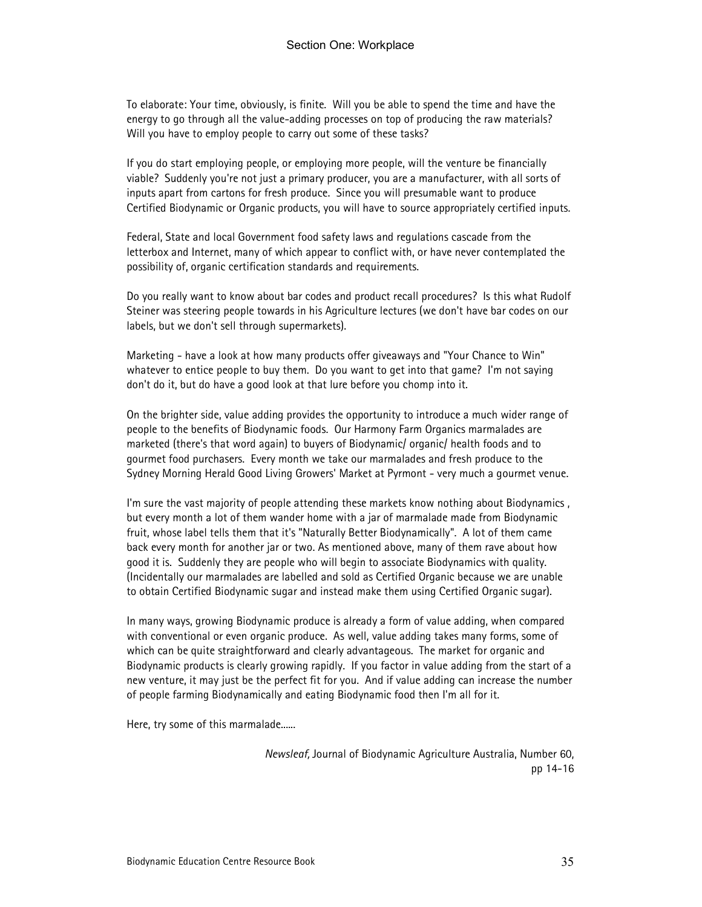To elaborate: Your time, obviously, is finite. Will you be able to spend the time and have the energy to go through all the value-adding processes on top of producing the raw materials? Will you have to employ people to carry out some of these tasks?

If you do start employing people, or employing more people, will the venture be financially viable? Suddenly you're not just a primary producer, you are a manufacturer, with all sorts of inputs apart from cartons for fresh produce. Since you will presumable want to produce Certified Biodynamic or Organic products, you will have to source appropriately certified inputs.

Federal, State and local Government food safety laws and regulations cascade from the letterbox and Internet, many of which appear to conflict with, or have never contemplated the possibility of, organic certification standards and requirements.

Do you really want to know about bar codes and product recall procedures? Is this what Rudolf Steiner was steering people towards in his Agriculture lectures (we don't have bar codes on our labels, but we don't sell through supermarkets).

Marketing - have a look at how many products offer giveaways and "Your Chance to Win" whatever to entice people to buy them. Do you want to get into that game? I'm not saying don't do it, but do have a good look at that lure before you chomp into it.

On the brighter side, value adding provides the opportunity to introduce a much wider range of people to the benefits of Biodynamic foods. Our Harmony Farm Organics marmalades are marketed (there's that word again) to buyers of Biodynamic/ organic/ health foods and to gourmet food purchasers. Every month we take our marmalades and fresh produce to the Sydney Morning Herald Good Living Growers' Market at Pyrmont - very much a gourmet venue.

I'm sure the vast majority of people attending these markets know nothing about Biodynamics , but every month a lot of them wander home with a jar of marmalade made from Biodynamic fruit, whose label tells them that it's "Naturally Better Biodynamically". A lot of them came back every month for another jar or two. As mentioned above, many of them rave about how good it is. Suddenly they are people who will begin to associate Biodynamics with quality. (Incidentally our marmalades are labelled and sold as Certified Organic because we are unable to obtain Certified Biodynamic sugar and instead make them using Certified Organic sugar).

In many ways, growing Biodynamic produce is already a form of value adding, when compared with conventional or even organic produce. As well, value adding takes many forms, some of which can be quite straightforward and clearly advantageous. The market for organic and Biodynamic products is clearly growing rapidly. If you factor in value adding from the start of a new venture, it may just be the perfect fit for you. And if value adding can increase the number of people farming Biodynamically and eating Biodynamic food then I'm all for it.

Here, try some of this marmalade......

*Newsleaf,* Journal of Biodynamic Agriculture Australia, Number 60, pp 14-16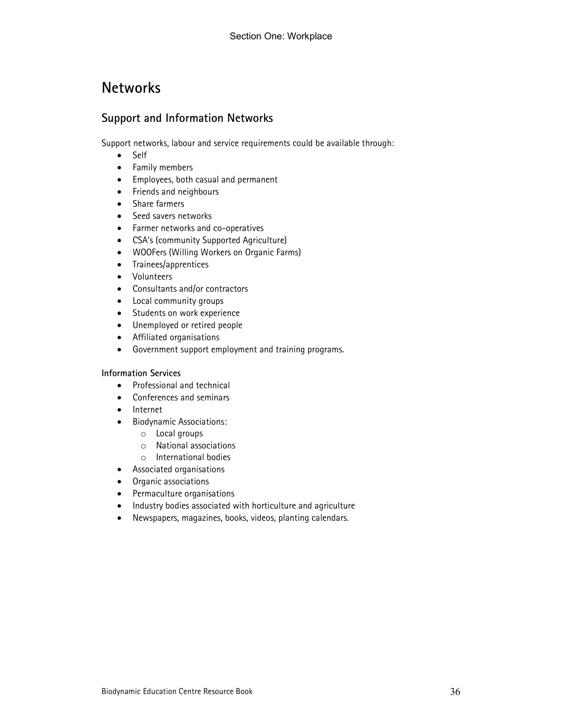# Networks

## Support and Information Networks

Support networks, labour and service requirements could be available through:

- Self
- Family members
- Employees, both casual and permanent
- Friends and neighbours
- Share farmers
- Seed savers networks
- Farmer networks and co-operatives
- CSA's (community Supported Agriculture)
- WOOFers (Willing Workers on Organic Farms)
- Trainees/apprentices
- Volunteers
- Consultants and/or contractors
- Local community groups
- Students on work experience
- Unemployed or retired people
- Affiliated organisations
- Government support employment and training programs.

**Information Services**

- Professional and technical
- Conferences and seminars
- Internet
- Biodynamic Associations:
  - Local groups
  - National associations
  - International bodies
- Associated organisations
- Organic associations
- Permaculture organisations
- Industry bodies associated with horticulture and agriculture
- Newspapers, magazines, books, videos, planting calendars.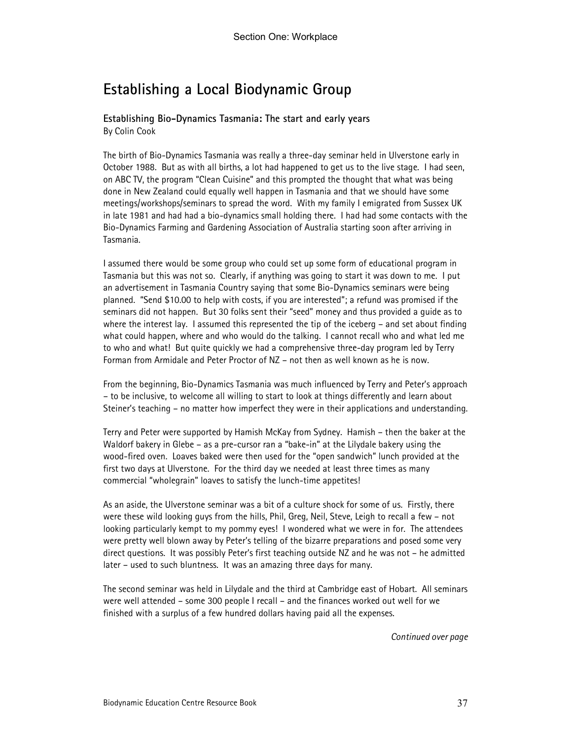## Establishing a Local Biodynamic Group

### Establishing Bio-Dynamics Tasmania: The start and early years

By Colin Cook

The birth of Bio-Dynamics Tasmania was really a three-day seminar held in Ulverstone early in October 1988. But as with all births, a lot had happened to get us to the live stage. I had seen, on ABC TV, the program "Clean Cuisine" and this prompted the thought that what was being done in New Zealand could equally well happen in Tasmania and that we should have some meetings/workshops/seminars to spread the word. With my family I emigrated from Sussex UK in late 1981 and had had a bio-dynamics small holding there. I had had some contacts with the Bio-Dynamics Farming and Gardening Association of Australia starting soon after arriving in Tasmania.

I assumed there would be some group who could set up some form of educational program in Tasmania but this was not so. Clearly, if anything was going to start it was down to me. I put an advertisement in Tasmania Country saying that some Bio-Dynamics seminars were being planned. "Send $10.00 to help with costs, if you are interested"; a refund was promised if the seminars did not happen. But 30 folks sent their "seed" money and thus provided a guide as to where the interest lay. I assumed this represented the tip of the iceberg – and set about finding what could happen, where and who would do the talking. I cannot recall who and what led me to who and what! But quite quickly we had a comprehensive three-day program led by Terry Forman from Armidale and Peter Proctor of NZ – not then as well known as he is now.

From the beginning, Bio-Dynamics Tasmania was much influenced by Terry and Peter's approach – to be inclusive, to welcome all willing to start to look at things differently and learn about Steiner's teaching – no matter how imperfect they were in their applications and understanding.

Terry and Peter were supported by Hamish McKay from Sydney. Hamish – then the baker at the Waldorf bakery in Glebe – as a pre-cursor ran a "bake-in" at the Lilydale bakery using the wood-fired oven. Loaves baked were then used for the "open sandwich" lunch provided at the first two days at Ulverstone. For the third day we needed at least three times as many commercial "wholegrain" loaves to satisfy the lunch-time appetites!

As an aside, the Ulverstone seminar was a bit of a culture shock for some of us. Firstly, there were these wild looking guys from the hills, Phil, Greg, Neil, Steve, Leigh to recall a few – not looking particularly kempt to my pommy eyes! I wondered what we were in for. The attendees were pretty well blown away by Peter's telling of the bizarre preparations and posed some very direct questions. It was possibly Peter's first teaching outside NZ and he was not – he admitted later – used to such bluntness. It was an amazing three days for many.

The second seminar was held in Lilydale and the third at Cambridge east of Hobart. All seminars were well attended – some 300 people I recall – and the finances worked out well for we finished with a surplus of a few hundred dollars having paid all the expenses.

*Continued over page*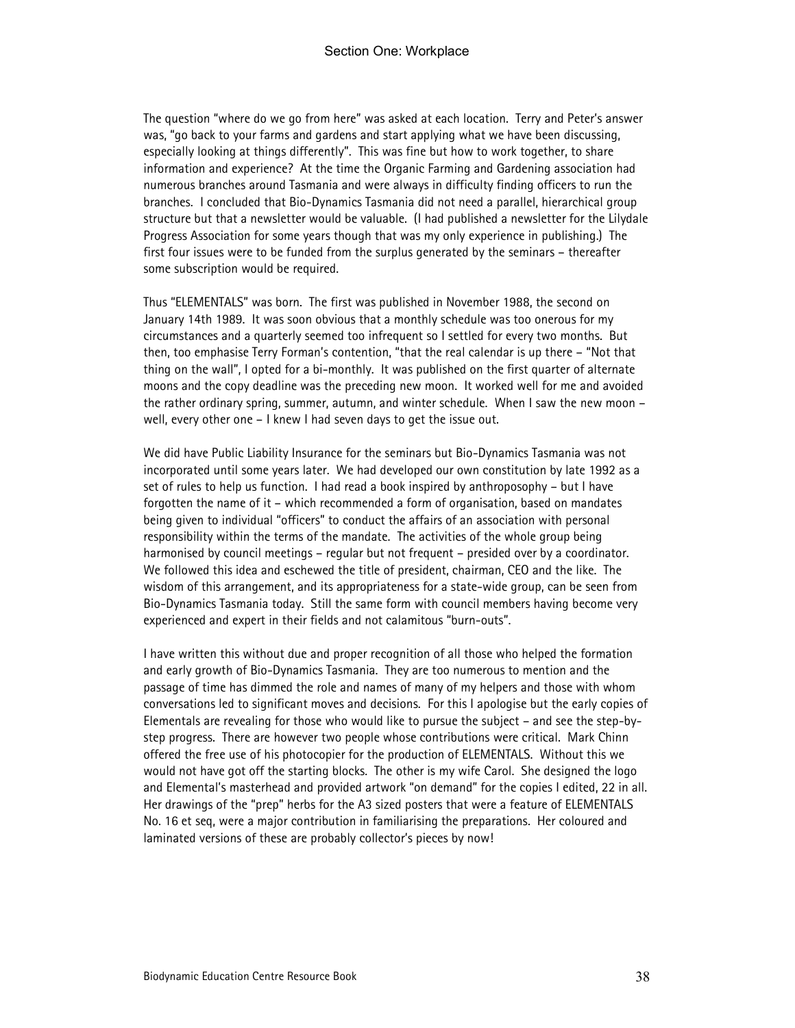The question "where do we go from here" was asked at each location. Terry and Peter's answer was, "go back to your farms and gardens and start applying what we have been discussing, especially looking at things differently". This was fine but how to work together, to share information and experience? At the time the Organic Farming and Gardening association had numerous branches around Tasmania and were always in difficulty finding officers to run the branches. I concluded that Bio-Dynamics Tasmania did not need a parallel, hierarchical group structure but that a newsletter would be valuable. (I had published a newsletter for the Lilydale Progress Association for some years though that was my only experience in publishing.) The first four issues were to be funded from the surplus generated by the seminars – thereafter some subscription would be required.

Thus "ELEMENTALS" was born. The first was published in November 1988, the second on January 14th 1989. It was soon obvious that a monthly schedule was too onerous for my circumstances and a quarterly seemed too infrequent so I settled for every two months. But then, too emphasise Terry Forman's contention, "that the real calendar is up there – "Not that thing on the wall", I opted for a bi-monthly. It was published on the first quarter of alternate moons and the copy deadline was the preceding new moon. It worked well for me and avoided the rather ordinary spring, summer, autumn, and winter schedule. When I saw the new moon – well, every other one – I knew I had seven days to get the issue out.

We did have Public Liability Insurance for the seminars but Bio-Dynamics Tasmania was not incorporated until some years later. We had developed our own constitution by late 1992 as a set of rules to help us function. I had read a book inspired by anthroposophy – but I have forgotten the name of it – which recommended a form of organisation, based on mandates being given to individual "officers" to conduct the affairs of an association with personal responsibility within the terms of the mandate. The activities of the whole group being harmonised by council meetings – regular but not frequent – presided over by a coordinator. We followed this idea and eschewed the title of president, chairman, CEO and the like. The wisdom of this arrangement, and its appropriateness for a state-wide group, can be seen from Bio-Dynamics Tasmania today. Still the same form with council members having become very experienced and expert in their fields and not calamitous "burn-outs".

I have written this without due and proper recognition of all those who helped the formation and early growth of Bio-Dynamics Tasmania. They are too numerous to mention and the passage of time has dimmed the role and names of many of my helpers and those with whom conversations led to significant moves and decisions. For this I apologise but the early copies of Elementals are revealing for those who would like to pursue the subject – and see the step-by-step progress. There are however two people whose contributions were critical. Mark Chinn offered the free use of his photocopier for the production of ELEMENTALS. Without this we would not have got off the starting blocks. The other is my wife Carol. She designed the logo and Elemental's masterhead and provided artwork "on demand" for the copies I edited, 22 in all. Her drawings of the "prep" herbs for the A3 sized posters that were a feature of ELEMENTALS No. 16 et seq, were a major contribution in familiarising the preparations. Her coloured and laminated versions of these are probably collector's pieces by now!